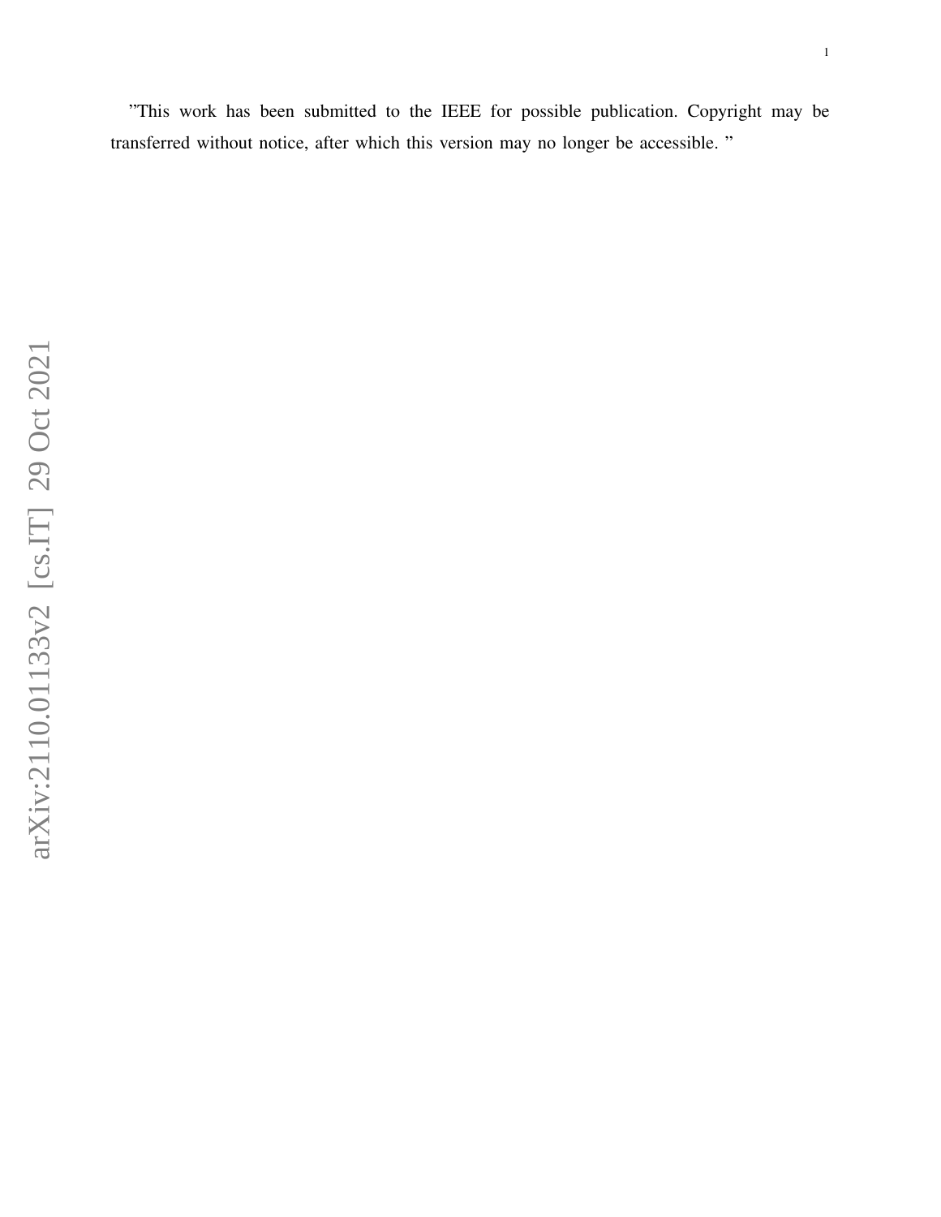"This work has been submitted to the IEEE for possible publication. Copyright may be transferred without notice, after which this version may no longer be accessible. "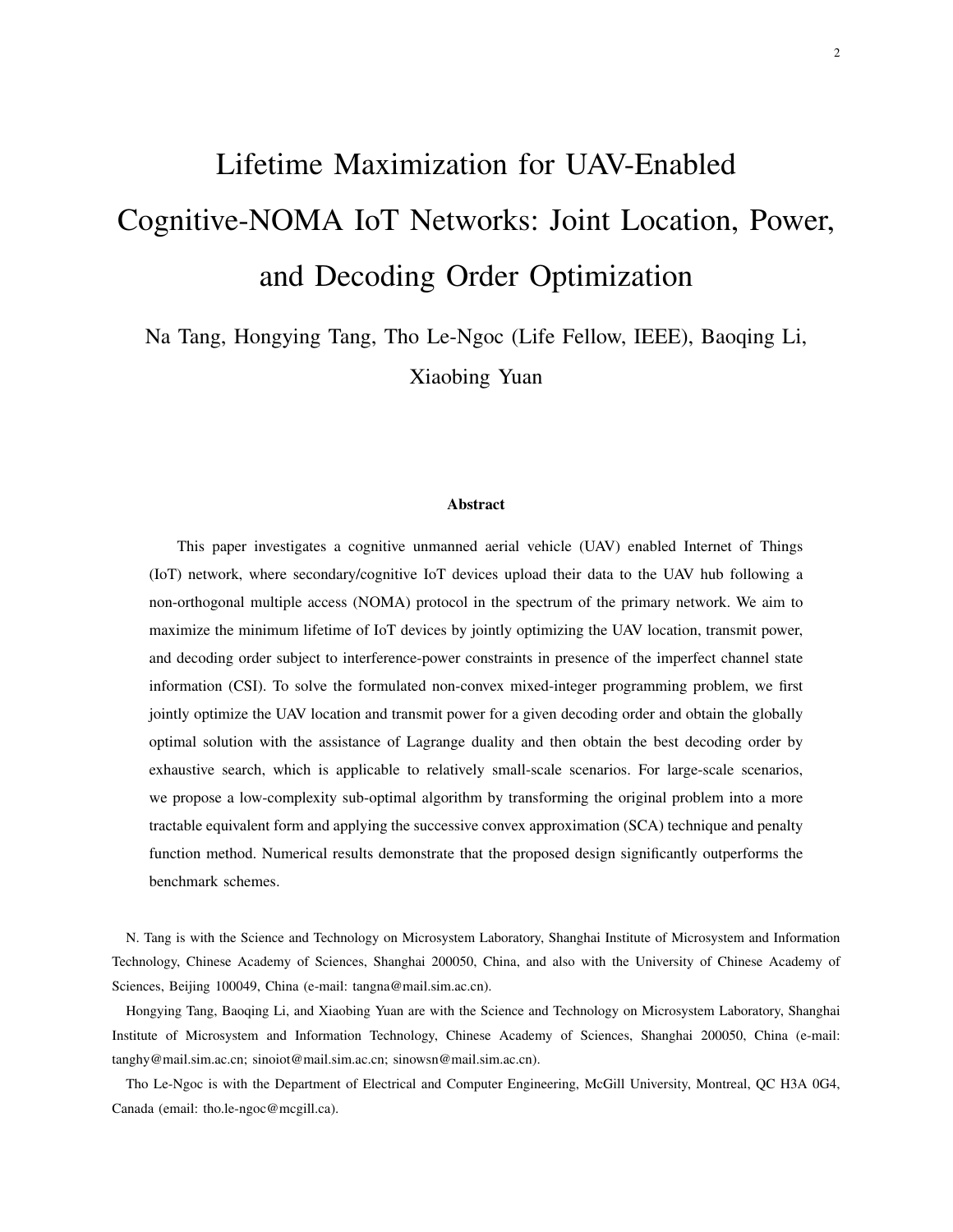# Lifetime Maximization for UAV-Enabled Cognitive-NOMA IoT Networks: Joint Location, Power, and Decoding Order Optimization

Na Tang, Hongying Tang, Tho Le-Ngoc (Life Fellow, IEEE), Baoqing Li, Xiaobing Yuan

## Abstract

This paper investigates a cognitive unmanned aerial vehicle (UAV) enabled Internet of Things (IoT) network, where secondary/cognitive IoT devices upload their data to the UAV hub following a non-orthogonal multiple access (NOMA) protocol in the spectrum of the primary network. We aim to maximize the minimum lifetime of IoT devices by jointly optimizing the UAV location, transmit power, and decoding order subject to interference-power constraints in presence of the imperfect channel state information (CSI). To solve the formulated non-convex mixed-integer programming problem, we first jointly optimize the UAV location and transmit power for a given decoding order and obtain the globally optimal solution with the assistance of Lagrange duality and then obtain the best decoding order by exhaustive search, which is applicable to relatively small-scale scenarios. For large-scale scenarios, we propose a low-complexity sub-optimal algorithm by transforming the original problem into a more tractable equivalent form and applying the successive convex approximation (SCA) technique and penalty function method. Numerical results demonstrate that the proposed design significantly outperforms the benchmark schemes.

N. Tang is with the Science and Technology on Microsystem Laboratory, Shanghai Institute of Microsystem and Information Technology, Chinese Academy of Sciences, Shanghai 200050, China, and also with the University of Chinese Academy of Sciences, Beijing 100049, China (e-mail: tangna@mail.sim.ac.cn).

Hongying Tang, Baoqing Li, and Xiaobing Yuan are with the Science and Technology on Microsystem Laboratory, Shanghai Institute of Microsystem and Information Technology, Chinese Academy of Sciences, Shanghai 200050, China (e-mail: tanghy@mail.sim.ac.cn; sinoiot@mail.sim.ac.cn; sinowsn@mail.sim.ac.cn).

Tho Le-Ngoc is with the Department of Electrical and Computer Engineering, McGill University, Montreal, QC H3A 0G4, Canada (email: tho.le-ngoc@mcgill.ca).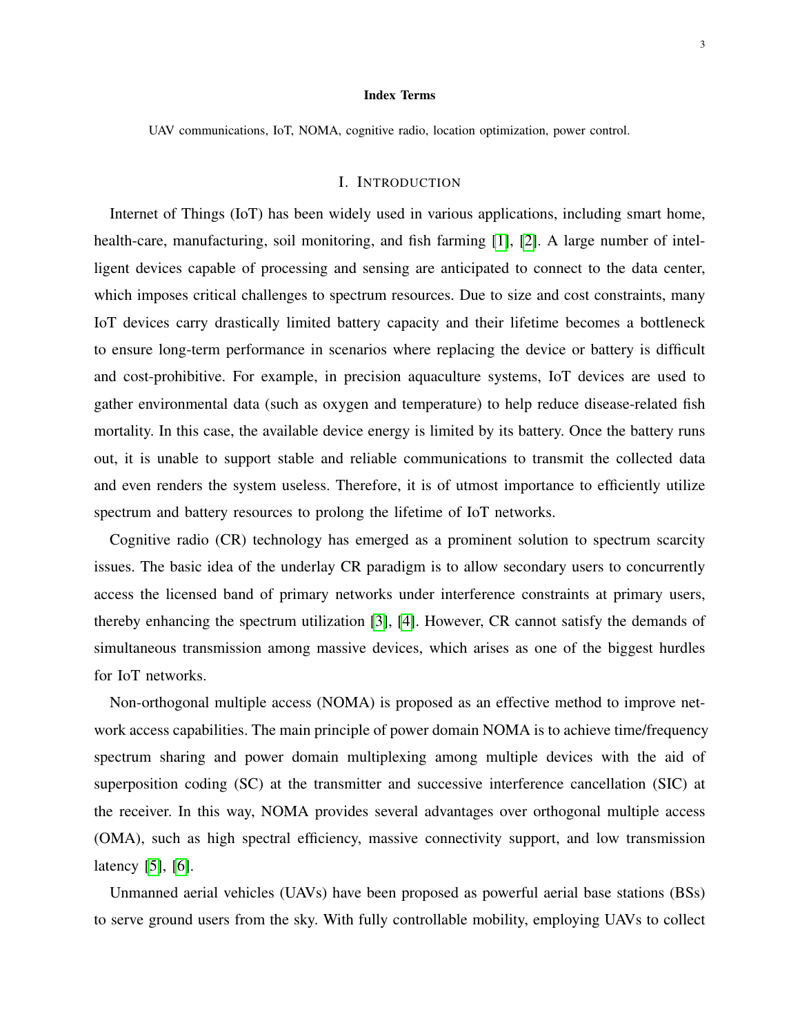**Index Terms**

UAV communications, IoT, NOMA, cognitive radio, location optimization, power control.

## I. INTRODUCTION

Internet of Things (IoT) has been widely used in various applications, including smart home, health-care, manufacturing, soil monitoring, and fish farming [1], [2]. A large number of intelligent devices capable of processing and sensing are anticipated to connect to the data center, which imposes critical challenges to spectrum resources. Due to size and cost constraints, many IoT devices carry drastically limited battery capacity and their lifetime becomes a bottleneck to ensure long-term performance in scenarios where replacing the device or battery is difficult and cost-prohibitive. For example, in precision aquaculture systems, IoT devices are used to gather environmental data (such as oxygen and temperature) to help reduce disease-related fish mortality. In this case, the available device energy is limited by its battery. Once the battery runs out, it is unable to support stable and reliable communications to transmit the collected data and even renders the system useless. Therefore, it is of utmost importance to efficiently utilize spectrum and battery resources to prolong the lifetime of IoT networks.

Cognitive radio (CR) technology has emerged as a prominent solution to spectrum scarcity issues. The basic idea of the underlay CR paradigm is to allow secondary users to concurrently access the licensed band of primary networks under interference constraints at primary users, thereby enhancing the spectrum utilization [3], [4]. However, CR cannot satisfy the demands of simultaneous transmission among massive devices, which arises as one of the biggest hurdles for IoT networks.

Non-orthogonal multiple access (NOMA) is proposed as an effective method to improve network access capabilities. The main principle of power domain NOMA is to achieve time/frequency spectrum sharing and power domain multiplexing among multiple devices with the aid of superposition coding (SC) at the transmitter and successive interference cancellation (SIC) at the receiver. In this way, NOMA provides several advantages over orthogonal multiple access (OMA), such as high spectral efficiency, massive connectivity support, and low transmission latency [5], [6].

Unmanned aerial vehicles (UAVs) have been proposed as powerful aerial base stations (BSs) to serve ground users from the sky. With fully controllable mobility, employing UAVs to collect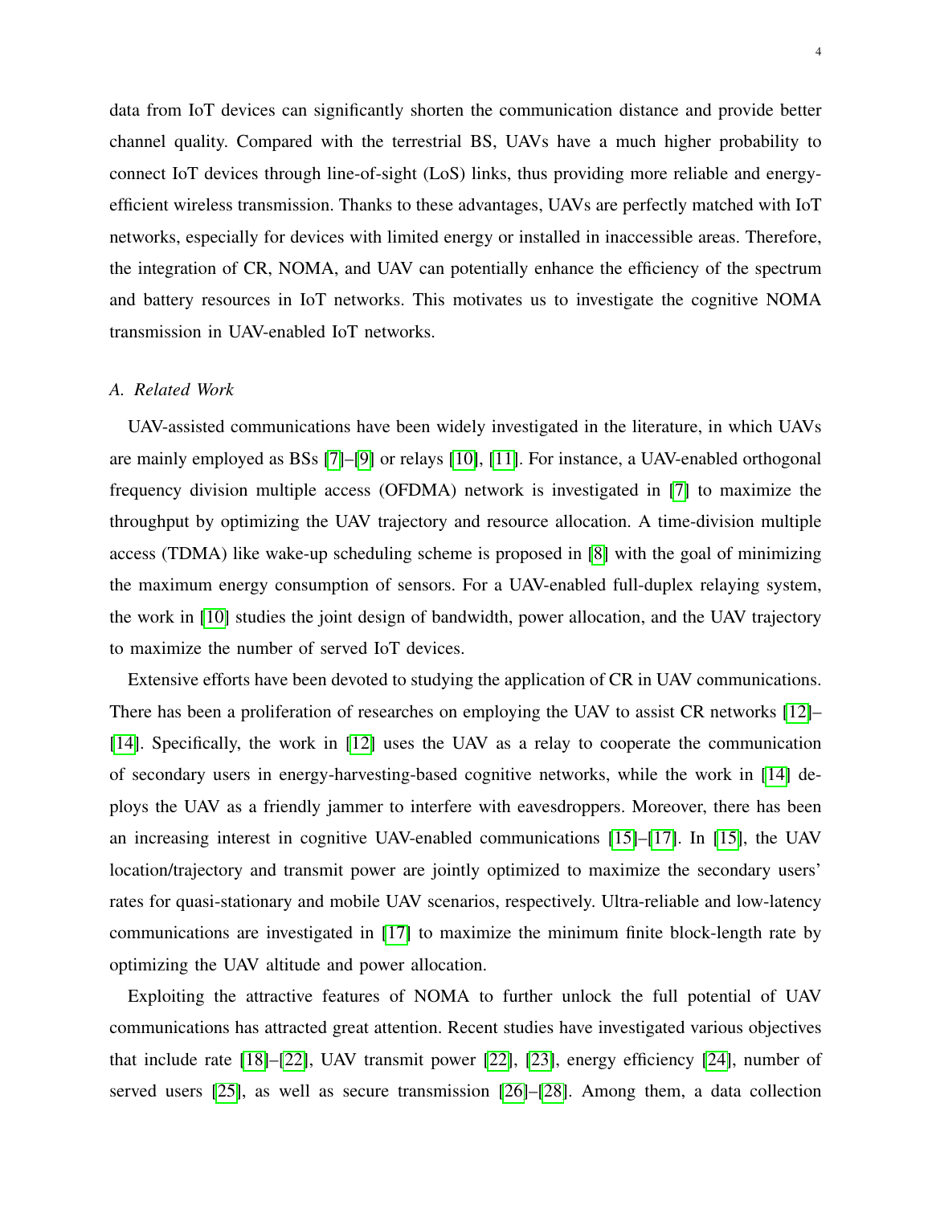data from IoT devices can significantly shorten the communication distance and provide better channel quality. Compared with the terrestrial BS, UAVs have a much higher probability to connect IoT devices through line-of-sight (LoS) links, thus providing more reliable and energy-efficient wireless transmission. Thanks to these advantages, UAVs are perfectly matched with IoT networks, especially for devices with limited energy or installed in inaccessible areas. Therefore, the integration of CR, NOMA, and UAV can potentially enhance the efficiency of the spectrum and battery resources in IoT networks. This motivates us to investigate the cognitive NOMA transmission in UAV-enabled IoT networks.

### *A. Related Work*

UAV-assisted communications have been widely investigated in the literature, in which UAVs are mainly employed as BSs [7]–[9] or relays [10], [11]. For instance, a UAV-enabled orthogonal frequency division multiple access (OFDMA) network is investigated in [7] to maximize the throughput by optimizing the UAV trajectory and resource allocation. A time-division multiple access (TDMA) like wake-up scheduling scheme is proposed in [8] with the goal of minimizing the maximum energy consumption of sensors. For a UAV-enabled full-duplex relaying system, the work in [10] studies the joint design of bandwidth, power allocation, and the UAV trajectory to maximize the number of served IoT devices.

Extensive efforts have been devoted to studying the application of CR in UAV communications. There has been a proliferation of researches on employing the UAV to assist CR networks [12]–[14]. Specifically, the work in [12] uses the UAV as a relay to cooperate the communication of secondary users in energy-harvesting-based cognitive networks, while the work in [14] deploys the UAV as a friendly jammer to interfere with eavesdroppers. Moreover, there has been an increasing interest in cognitive UAV-enabled communications [15]–[17]. In [15], the UAV location/trajectory and transmit power are jointly optimized to maximize the secondary users' rates for quasi-stationary and mobile UAV scenarios, respectively. Ultra-reliable and low-latency communications are investigated in [17] to maximize the minimum finite block-length rate by optimizing the UAV altitude and power allocation.

Exploiting the attractive features of NOMA to further unlock the full potential of UAV communications has attracted great attention. Recent studies have investigated various objectives that include rate [18]–[22], UAV transmit power [22], [23], energy efficiency [24], number of served users [25], as well as secure transmission [26]–[28]. Among them, a data collection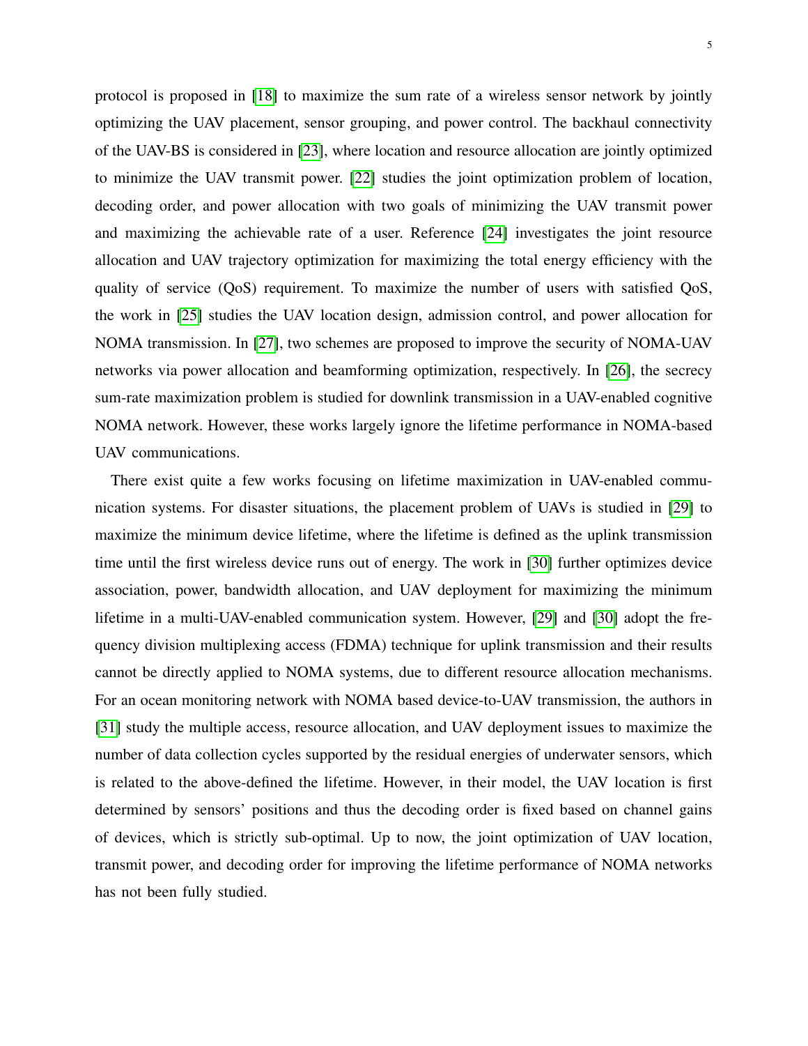protocol is proposed in [18] to maximize the sum rate of a wireless sensor network by jointly optimizing the UAV placement, sensor grouping, and power control. The backhaul connectivity of the UAV-BS is considered in [23], where location and resource allocation are jointly optimized to minimize the UAV transmit power. [22] studies the joint optimization problem of location, decoding order, and power allocation with two goals of minimizing the UAV transmit power and maximizing the achievable rate of a user. Reference [24] investigates the joint resource allocation and UAV trajectory optimization for maximizing the total energy efficiency with the quality of service (QoS) requirement. To maximize the number of users with satisfied QoS, the work in [25] studies the UAV location design, admission control, and power allocation for NOMA transmission. In [27], two schemes are proposed to improve the security of NOMA-UAV networks via power allocation and beamforming optimization, respectively. In [26], the secrecy sum-rate maximization problem is studied for downlink transmission in a UAV-enabled cognitive NOMA network. However, these works largely ignore the lifetime performance in NOMA-based UAV communications.

There exist quite a few works focusing on lifetime maximization in UAV-enabled communication systems. For disaster situations, the placement problem of UAVs is studied in [29] to maximize the minimum device lifetime, where the lifetime is defined as the uplink transmission time until the first wireless device runs out of energy. The work in [30] further optimizes device association, power, bandwidth allocation, and UAV deployment for maximizing the minimum lifetime in a multi-UAV-enabled communication system. However, [29] and [30] adopt the frequency division multiplexing access (FDMA) technique for uplink transmission and their results cannot be directly applied to NOMA systems, due to different resource allocation mechanisms. For an ocean monitoring network with NOMA based device-to-UAV transmission, the authors in [31] study the multiple access, resource allocation, and UAV deployment issues to maximize the number of data collection cycles supported by the residual energies of underwater sensors, which is related to the above-defined the lifetime. However, in their model, the UAV location is first determined by sensors' positions and thus the decoding order is fixed based on channel gains of devices, which is strictly sub-optimal. Up to now, the joint optimization of UAV location, transmit power, and decoding order for improving the lifetime performance of NOMA networks has not been fully studied.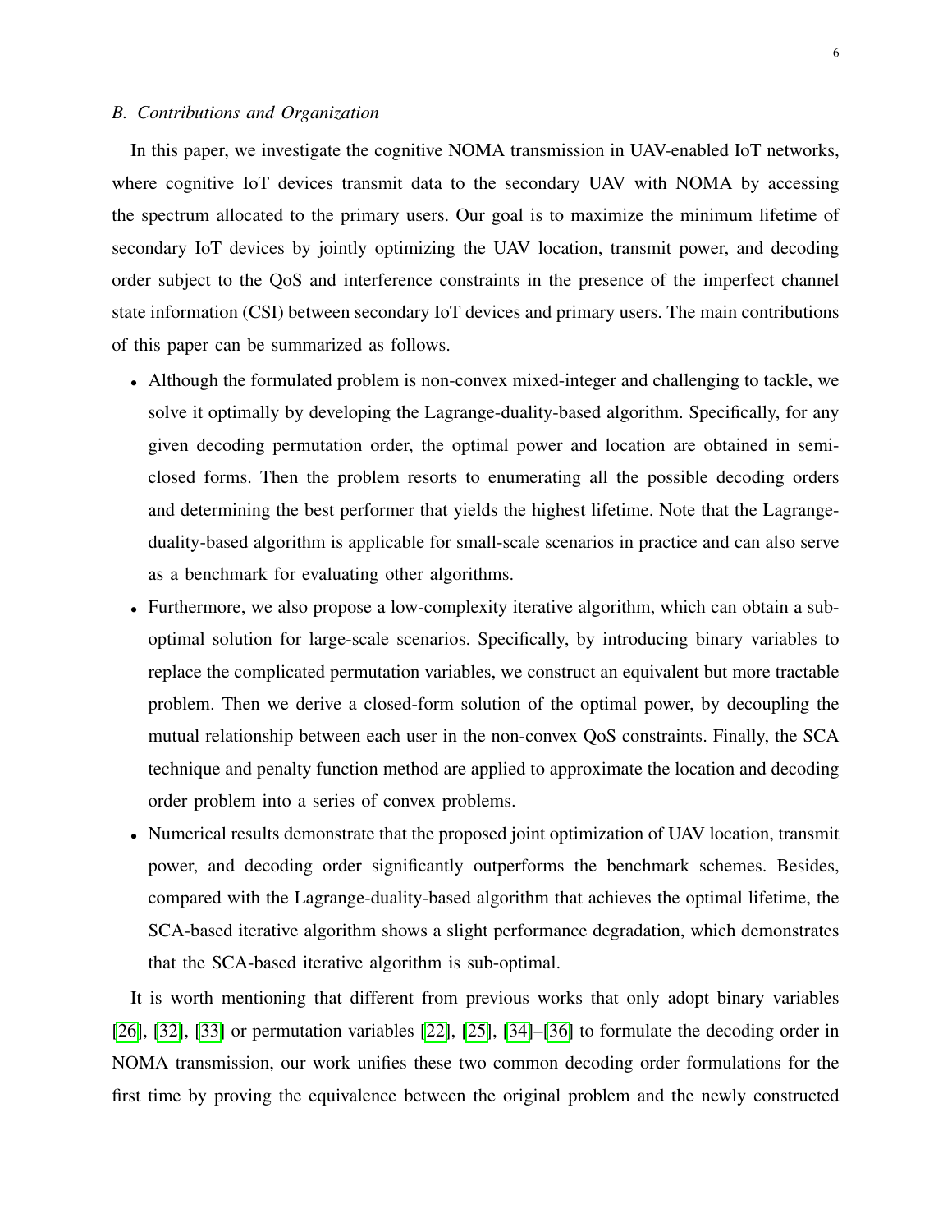### *B. Contributions and Organization*

In this paper, we investigate the cognitive NOMA transmission in UAV-enabled IoT networks, where cognitive IoT devices transmit data to the secondary UAV with NOMA by accessing the spectrum allocated to the primary users. Our goal is to maximize the minimum lifetime of secondary IoT devices by jointly optimizing the UAV location, transmit power, and decoding order subject to the QoS and interference constraints in the presence of the imperfect channel state information (CSI) between secondary IoT devices and primary users. The main contributions of this paper can be summarized as follows.

- Although the formulated problem is non-convex mixed-integer and challenging to tackle, we solve it optimally by developing the Lagrange-duality-based algorithm. Specifically, for any given decoding permutation order, the optimal power and location are obtained in semi-closed forms. Then the problem resorts to enumerating all the possible decoding orders and determining the best performer that yields the highest lifetime. Note that the Lagrange-duality-based algorithm is applicable for small-scale scenarios in practice and can also serve as a benchmark for evaluating other algorithms.
- Furthermore, we also propose a low-complexity iterative algorithm, which can obtain a sub-optimal solution for large-scale scenarios. Specifically, by introducing binary variables to replace the complicated permutation variables, we construct an equivalent but more tractable problem. Then we derive a closed-form solution of the optimal power, by decoupling the mutual relationship between each user in the non-convex QoS constraints. Finally, the SCA technique and penalty function method are applied to approximate the location and decoding order problem into a series of convex problems.
- Numerical results demonstrate that the proposed joint optimization of UAV location, transmit power, and decoding order significantly outperforms the benchmark schemes. Besides, compared with the Lagrange-duality-based algorithm that achieves the optimal lifetime, the SCA-based iterative algorithm shows a slight performance degradation, which demonstrates that the SCA-based iterative algorithm is sub-optimal.

It is worth mentioning that different from previous works that only adopt binary variables [26], [32], [33] or permutation variables [22], [25], [34]–[36] to formulate the decoding order in NOMA transmission, our work unifies these two common decoding order formulations for the first time by proving the equivalence between the original problem and the newly constructed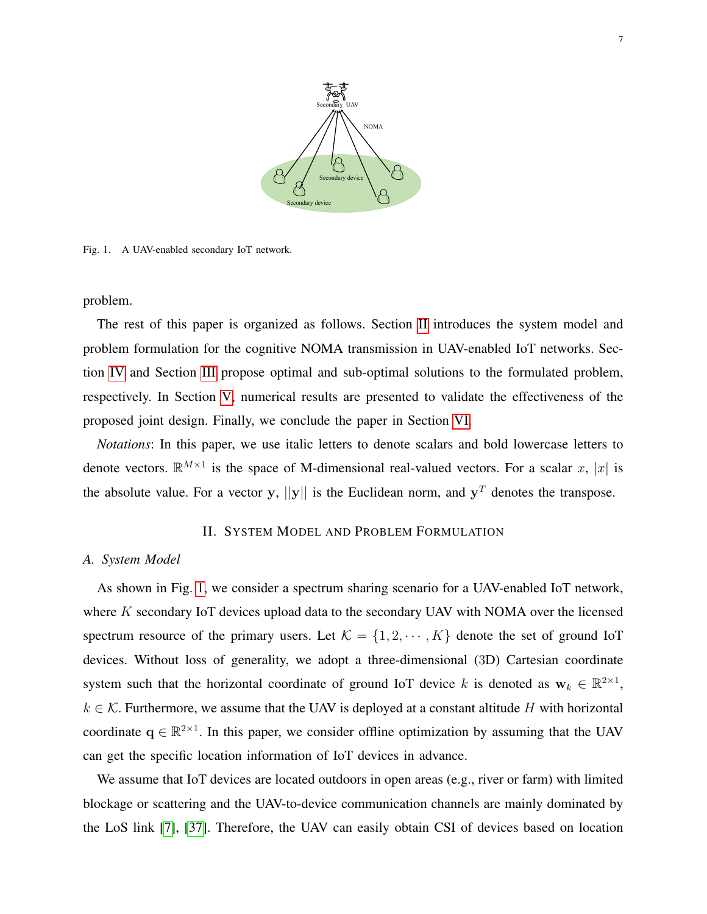Fig. 1. A UAV-enabled secondary IoT network.

problem.

The rest of this paper is organized as follows. Section II introduces the system model and problem formulation for the cognitive NOMA transmission in UAV-enabled IoT networks. Section IV and Section III propose optimal and sub-optimal solutions to the formulated problem, respectively. In Section V, numerical results are presented to validate the effectiveness of the proposed joint design. Finally, we conclude the paper in Section VI.

*Notations*: In this paper, we use italic letters to denote scalars and bold lowercase letters to denote vectors. $\mathbb{R}^{M\times 1}$ is the space of M-dimensional real-valued vectors. For a scalar $x$, $|x|$ is the absolute value. For a vector $\mathbf{y}$, $||\mathbf{y}||$ is the Euclidean norm, and $\mathbf{y}^T$ denotes the transpose.

## II. System Model and Problem Formulation

### A. System Model

As shown in Fig. 1, we consider a spectrum sharing scenario for a UAV-enabled IoT network, where $K$ secondary IoT devices upload data to the secondary UAV with NOMA over the licensed spectrum resource of the primary users. Let $\mathcal{K} = \{1, 2, \cdots, K\}$ denote the set of ground IoT devices. Without loss of generality, we adopt a three-dimensional (3D) Cartesian coordinate system such that the horizontal coordinate of ground IoT device $k$ is denoted as $\mathbf{w}_k \in \mathbb{R}^{2\times 1}$, $k \in \mathcal{K}$. Furthermore, we assume that the UAV is deployed at a constant altitude $H$ with horizontal coordinate $\mathbf{q} \in \mathbb{R}^{2\times 1}$. In this paper, we consider offline optimization by assuming that the UAV can get the specific location information of IoT devices in advance.

We assume that IoT devices are located outdoors in open areas (e.g., river or farm) with limited blockage or scattering and the UAV-to-device communication channels are mainly dominated by the LoS link [7], [37]. Therefore, the UAV can easily obtain CSI of devices based on location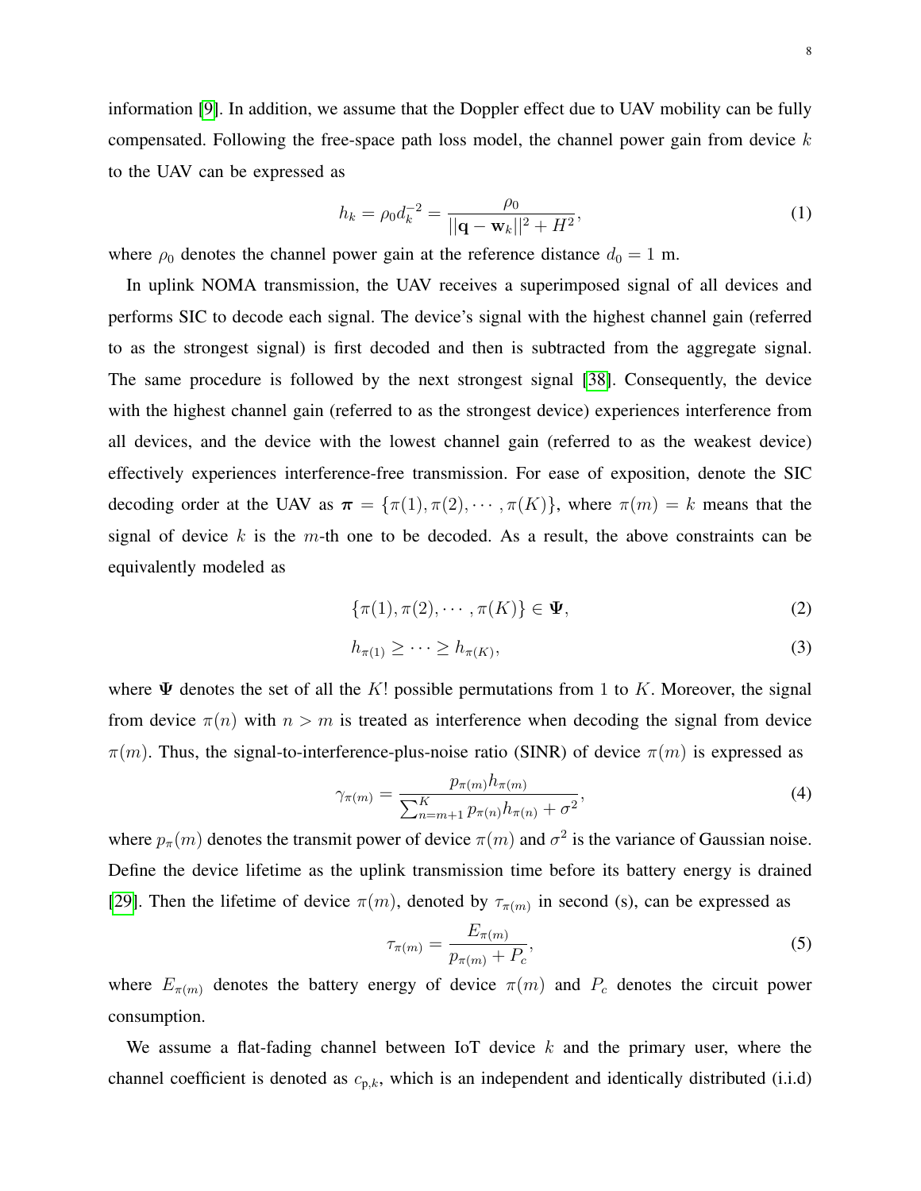information [9]. In addition, we assume that the Doppler effect due to UAV mobility can be fully compensated. Following the free-space path loss model, the channel power gain from device $k$ to the UAV can be expressed as

$$h_k = \rho_0 d_k^{-2} = \frac{\rho_0}{||\mathbf{q} - \mathbf{w}_k||^2 + H^2}, \tag{1}$$

where $\rho_0$ denotes the channel power gain at the reference distance $d_0 = 1$ m.

In uplink NOMA transmission, the UAV receives a superimposed signal of all devices and performs SIC to decode each signal. The device's signal with the highest channel gain (referred to as the strongest signal) is first decoded and then is subtracted from the aggregate signal. The same procedure is followed by the next strongest signal [38]. Consequently, the device with the highest channel gain (referred to as the strongest device) experiences interference from all devices, and the device with the lowest channel gain (referred to as the weakest device) effectively experiences interference-free transmission. For ease of exposition, denote the SIC decoding order at the UAV as $\boldsymbol{\pi} = \{\pi(1), \pi(2), \cdots, \pi(K)\}$, where $\pi(m) = k$ means that the signal of device $k$ is the $m$-th one to be decoded. As a result, the above constraints can be equivalently modeled as

$$\{\pi(1), \pi(2), \cdots, \pi(K)\} \in \mathbf{\Psi}, \tag{2}$$

$$h_{\pi(1)} \geq \cdots \geq h_{\pi(K)}, \tag{3}$$

where $\mathbf{\Psi}$ denotes the set of all the $K!$ possible permutations from 1 to $K$. Moreover, the signal from device $\pi(n)$ with $n > m$ is treated as interference when decoding the signal from device $\pi(m)$. Thus, the signal-to-interference-plus-noise ratio (SINR) of device $\pi(m)$ is expressed as

$$\gamma_{\pi(m)} = \frac{p_{\pi(m)} h_{\pi(m)}}{\sum_{n=m+1}^{K} p_{\pi(n)} h_{\pi(n)} + \sigma^2}, \tag{4}$$

where $p_\pi(m)$ denotes the transmit power of device $\pi(m)$ and $\sigma^2$ is the variance of Gaussian noise. Define the device lifetime as the uplink transmission time before its battery energy is drained [29]. Then the lifetime of device $\pi(m)$, denoted by $\tau_{\pi(m)}$ in second (s), can be expressed as

$$\tau_{\pi(m)} = \frac{E_{\pi(m)}}{p_{\pi(m)} + P_c}, \tag{5}$$

where $E_{\pi(m)}$ denotes the battery energy of device $\pi(m)$ and $P_c$ denotes the circuit power consumption.

We assume a flat-fading channel between IoT device $k$ and the primary user, where the channel coefficient is denoted as $c_{\text{p},k}$, which is an independent and identically distributed (i.i.d)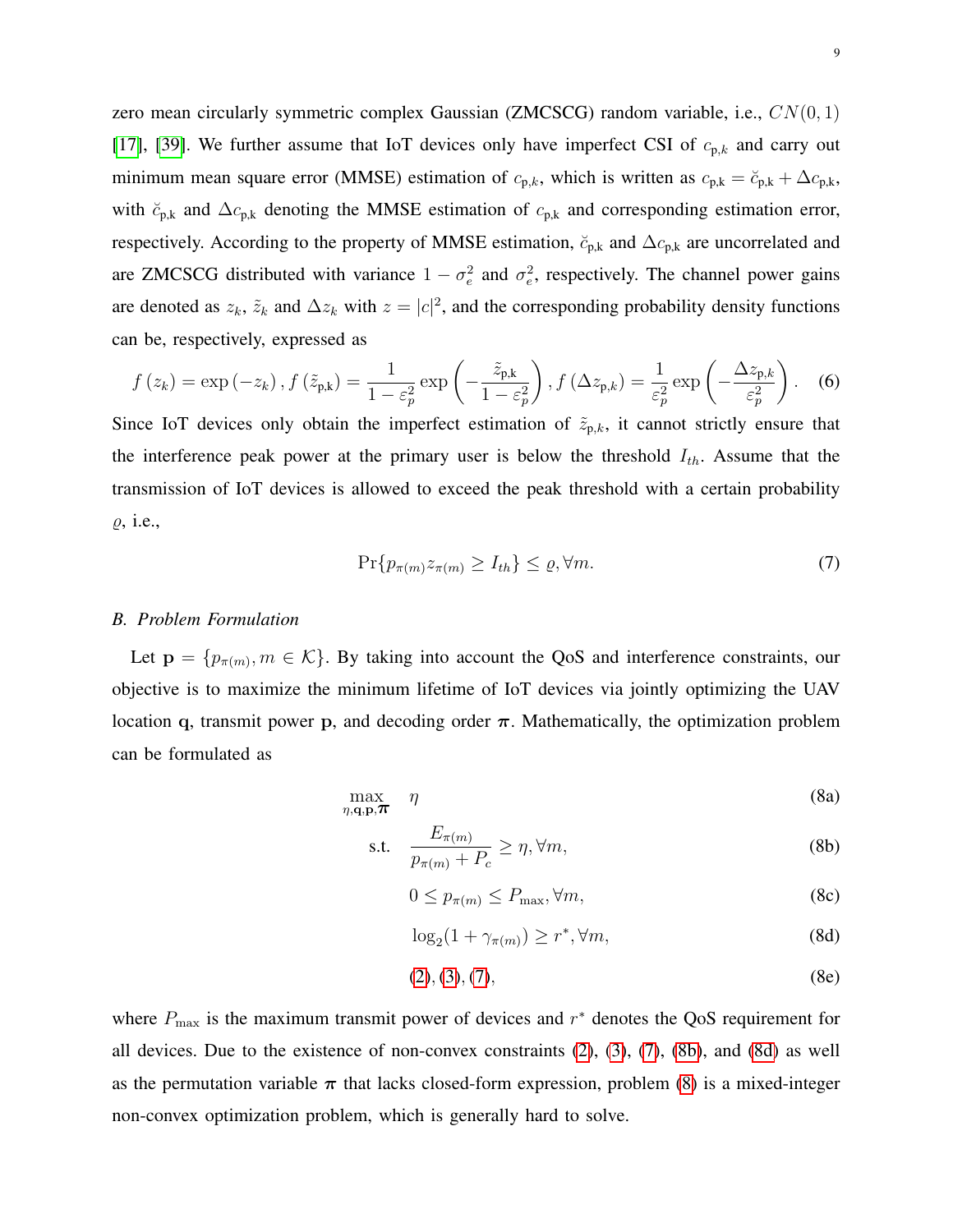zero mean circularly symmetric complex Gaussian (ZMCSCG) random variable, i.e., $CN(0,1)$ [17], [39]. We further assume that IoT devices only have imperfect CSI of $c_{\mathrm{p},k}$ and carry out minimum mean square error (MMSE) estimation of $c_{\mathrm{p},k}$, which is written as $c_{\mathrm{p,k}} = \breve{c}_{\mathrm{p,k}} + \Delta c_{\mathrm{p,k}}$, with $\breve{c}_{\mathrm{p,k}}$ and $\Delta c_{\mathrm{p,k}}$ denoting the MMSE estimation of $c_{\mathrm{p,k}}$ and corresponding estimation error, respectively. According to the property of MMSE estimation, $\breve{c}_{\mathrm{p,k}}$ and $\Delta c_{\mathrm{p,k}}$ are uncorrelated and are ZMCSCG distributed with variance $1-\sigma_e^2$ and $\sigma_e^2$, respectively. The channel power gains are denoted as $z_k$, $\tilde{z}_k$ and $\Delta z_k$ with $z = |c|^2$, and the corresponding probability density functions can be, respectively, expressed as

$$f\left(z_k\right) = \exp\left(-z_k\right), f\left(\tilde{z}_{\mathrm{p,k}}\right) = \frac{1}{1-\varepsilon_p^2}\exp\left(-\frac{\tilde{z}_{\mathrm{p,k}}}{1-\varepsilon_p^2}\right), f\left(\Delta z_{\mathrm{p},k}\right) = \frac{1}{\varepsilon_p^2}\exp\left(-\frac{\Delta z_{\mathrm{p},k}}{\varepsilon_p^2}\right). \quad (6)$$

Since IoT devices only obtain the imperfect estimation of $\tilde{z}_{\mathrm{p},k}$, it cannot strictly ensure that the interference peak power at the primary user is below the threshold $I_{th}$. Assume that the transmission of IoT devices is allowed to exceed the peak threshold with a certain probability $\varrho$, i.e.,

$$\Pr\{p_{\pi(m)} z_{\pi(m)} \geq I_{th}\} \leq \varrho, \forall m. \quad (7)$$

### *B. Problem Formulation*

Let $\mathbf{p} = \{p_{\pi(m)}, m \in \mathcal{K}\}$. By taking into account the QoS and interference constraints, our objective is to maximize the minimum lifetime of IoT devices via jointly optimizing the UAV location $\mathbf{q}$, transmit power $\mathbf{p}$, and decoding order $\boldsymbol{\pi}$. Mathematically, the optimization problem can be formulated as

$$\max_{\eta,\mathbf{q},\mathbf{p},\boldsymbol{\pi}} \quad \eta \quad (8a)$$

$$\text{s.t.} \quad \frac{E_{\pi(m)}}{p_{\pi(m)} + P_c} \geq \eta, \forall m, \quad (8b)$$

$$0 \leq p_{\pi(m)} \leq P_{\max}, \forall m, \quad (8c)$$

$$\log_2(1+\gamma_{\pi(m)}) \geq r^*, \forall m, \quad (8d)$$

$$(2), (3), (7), \quad (8e)$$

where $P_{\max}$ is the maximum transmit power of devices and $r^*$ denotes the QoS requirement for all devices. Due to the existence of non-convex constraints (2), (3), (7), (8b), and (8d) as well as the permutation variable $\boldsymbol{\pi}$ that lacks closed-form expression, problem (8) is a mixed-integer non-convex optimization problem, which is generally hard to solve.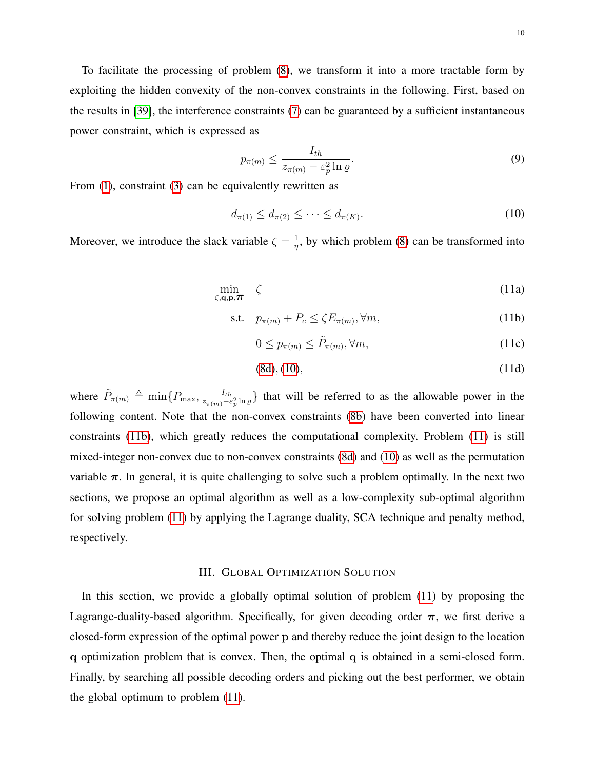To facilitate the processing of problem (8), we transform it into a more tractable form by exploiting the hidden convexity of the non-convex constraints in the following. First, based on the results in [39], the interference constraints (7) can be guaranteed by a sufficient instantaneous power constraint, which is expressed as

$$p_{\pi(m)} \leq \frac{I_{th}}{z_{\pi(m)} - \varepsilon_p^2 \ln \varrho}. \tag{9}$$

From (1), constraint (3) can be equivalently rewritten as

$$d_{\pi(1)} \leq d_{\pi(2)} \leq \cdots \leq d_{\pi(K)}. \tag{10}$$

Moreover, we introduce the slack variable $\zeta = \frac{1}{\eta}$, by which problem (8) can be transformed into

$$\min_{\zeta, \mathbf{q}, \mathbf{p}, \boldsymbol{\pi}} \quad \zeta \tag{11a}$$

$$\text{s.t.} \quad p_{\pi(m)} + P_c \leq \zeta E_{\pi(m)}, \forall m, \tag{11b}$$

$$0 \leq p_{\pi(m)} \leq \tilde{P}_{\pi(m)}, \forall m, \tag{11c}$$

$$\text{(8d)}, \text{(10)}, \tag{11d}$$

where $\tilde{P}_{\pi(m)} \triangleq \min\{P_{\max}, \frac{I_{th}}{z_{\pi(m)} - \varepsilon_p^2 \ln \varrho}\}$ that will be referred to as the allowable power in the following content. Note that the non-convex constraints (8b) have been converted into linear constraints (11b), which greatly reduces the computational complexity. Problem (11) is still mixed-integer non-convex due to non-convex constraints (8d) and (10) as well as the permutation variable $\boldsymbol{\pi}$. In general, it is quite challenging to solve such a problem optimally. In the next two sections, we propose an optimal algorithm as well as a low-complexity sub-optimal algorithm for solving problem (11) by applying the Lagrange duality, SCA technique and penalty method, respectively.

## III. Global Optimization Solution

In this section, we provide a globally optimal solution of problem (11) by proposing the Lagrange-duality-based algorithm. Specifically, for given decoding order $\boldsymbol{\pi}$, we first derive a closed-form expression of the optimal power $\mathbf{p}$ and thereby reduce the joint design to the location $\mathbf{q}$ optimization problem that is convex. Then, the optimal $\mathbf{q}$ is obtained in a semi-closed form. Finally, by searching all possible decoding orders and picking out the best performer, we obtain the global optimum to problem (11).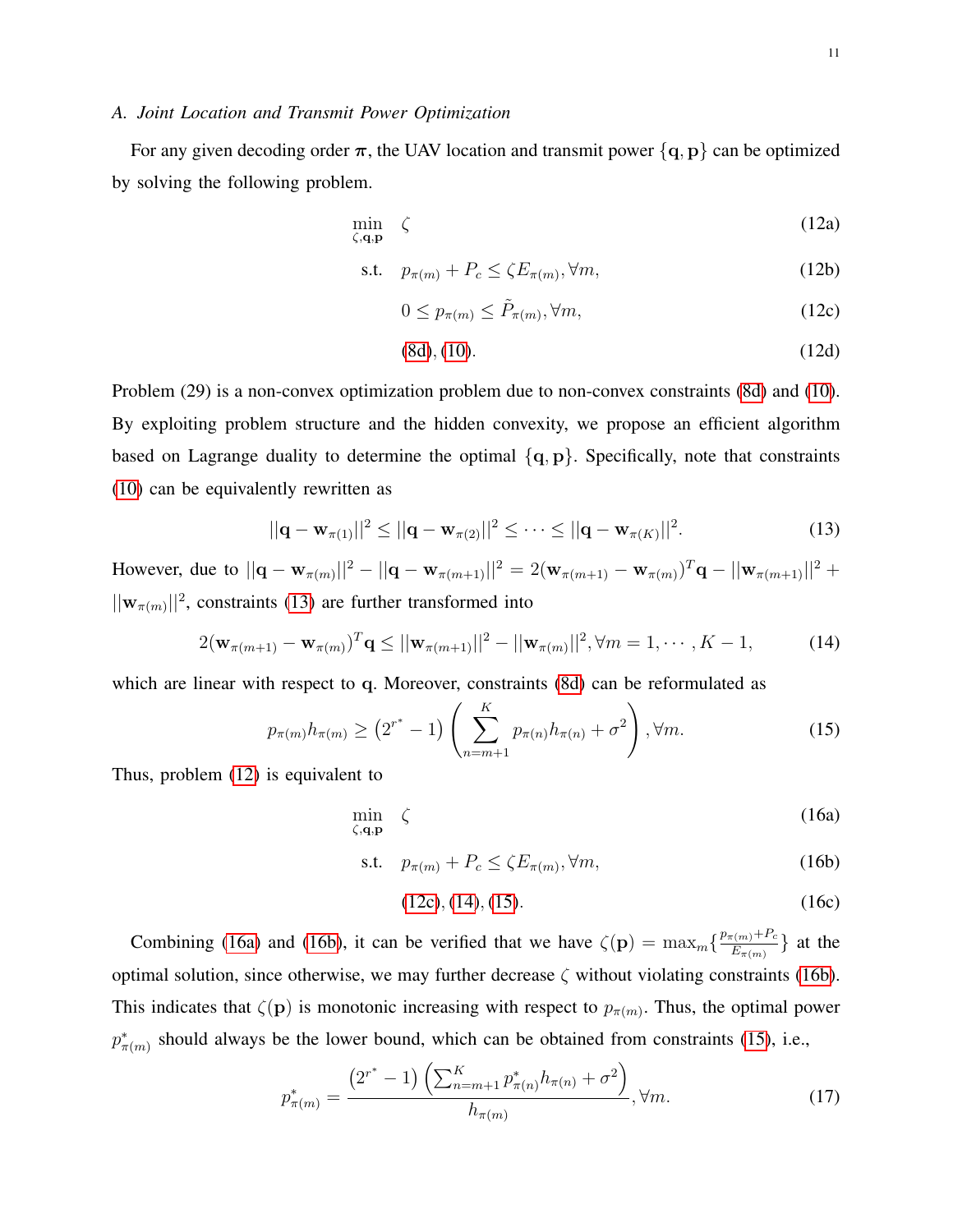### A. Joint Location and Transmit Power Optimization

For any given decoding order $\boldsymbol{\pi}$, the UAV location and transmit power $\{\mathbf{q}, \mathbf{p}\}$ can be optimized by solving the following problem.

$$\min_{\zeta,\mathbf{q},\mathbf{p}} \quad \zeta \tag{12a}$$

$$\text{s.t.} \quad p_{\pi(m)} + P_c \leq \zeta E_{\pi(m)}, \forall m, \tag{12b}$$

$$0 \leq p_{\pi(m)} \leq \tilde{P}_{\pi(m)}, \forall m, \tag{12c}$$

$$(8d), (10). \tag{12d}$$

Problem (29) is a non-convex optimization problem due to non-convex constraints (8d) and (10). By exploiting problem structure and the hidden convexity, we propose an efficient algorithm based on Lagrange duality to determine the optimal $\{\mathbf{q}, \mathbf{p}\}$. Specifically, note that constraints (10) can be equivalently rewritten as

$$||\mathbf{q} - \mathbf{w}_{\pi(1)}||^2 \leq ||\mathbf{q} - \mathbf{w}_{\pi(2)}||^2 \leq \cdots \leq ||\mathbf{q} - \mathbf{w}_{\pi(K)}||^2. \tag{13}$$

However, due to $||\mathbf{q} - \mathbf{w}_{\pi(m)}||^2 - ||\mathbf{q} - \mathbf{w}_{\pi(m+1)}||^2 = 2(\mathbf{w}_{\pi(m+1)} - \mathbf{w}_{\pi(m)})^T\mathbf{q} - ||\mathbf{w}_{\pi(m+1)}||^2 + ||\mathbf{w}_{\pi(m)}||^2$, constraints (13) are further transformed into

$$2(\mathbf{w}_{\pi(m+1)} - \mathbf{w}_{\pi(m)})^T\mathbf{q} \leq ||\mathbf{w}_{\pi(m+1)}||^2 - ||\mathbf{w}_{\pi(m)}||^2, \forall m = 1, \cdots, K-1, \tag{14}$$

which are linear with respect to $\mathbf{q}$. Moreover, constraints (8d) can be reformulated as

$$p_{\pi(m)} h_{\pi(m)} \geq \left(2^{r^*} - 1\right) \left(\sum_{n=m+1}^{K} p_{\pi(n)} h_{\pi(n)} + \sigma^2\right), \forall m. \tag{15}$$

Thus, problem (12) is equivalent to

$$\min_{\zeta,\mathbf{q},\mathbf{p}} \quad \zeta \tag{16a}$$

$$\text{s.t.} \quad p_{\pi(m)} + P_c \leq \zeta E_{\pi(m)}, \forall m, \tag{16b}$$

$$(12c), (14), (15). \tag{16c}$$

Combining (16a) and (16b), it can be verified that we have $\zeta(\mathbf{p}) = \max_m \{\frac{p_{\pi(m)}+P_c}{E_{\pi(m)}}\}$ at the optimal solution, since otherwise, we may further decrease $\zeta$ without violating constraints (16b). This indicates that $\zeta(\mathbf{p})$ is monotonic increasing with respect to $p_{\pi(m)}$. Thus, the optimal power $p^*_{\pi(m)}$ should always be the lower bound, which can be obtained from constraints (15), i.e.,

$$p^*_{\pi(m)} = \frac{\left(2^{r^*} - 1\right) \left(\sum_{n=m+1}^{K} p^*_{\pi(n)} h_{\pi(n)} + \sigma^2\right)}{h_{\pi(m)}}, \forall m. \tag{17}$$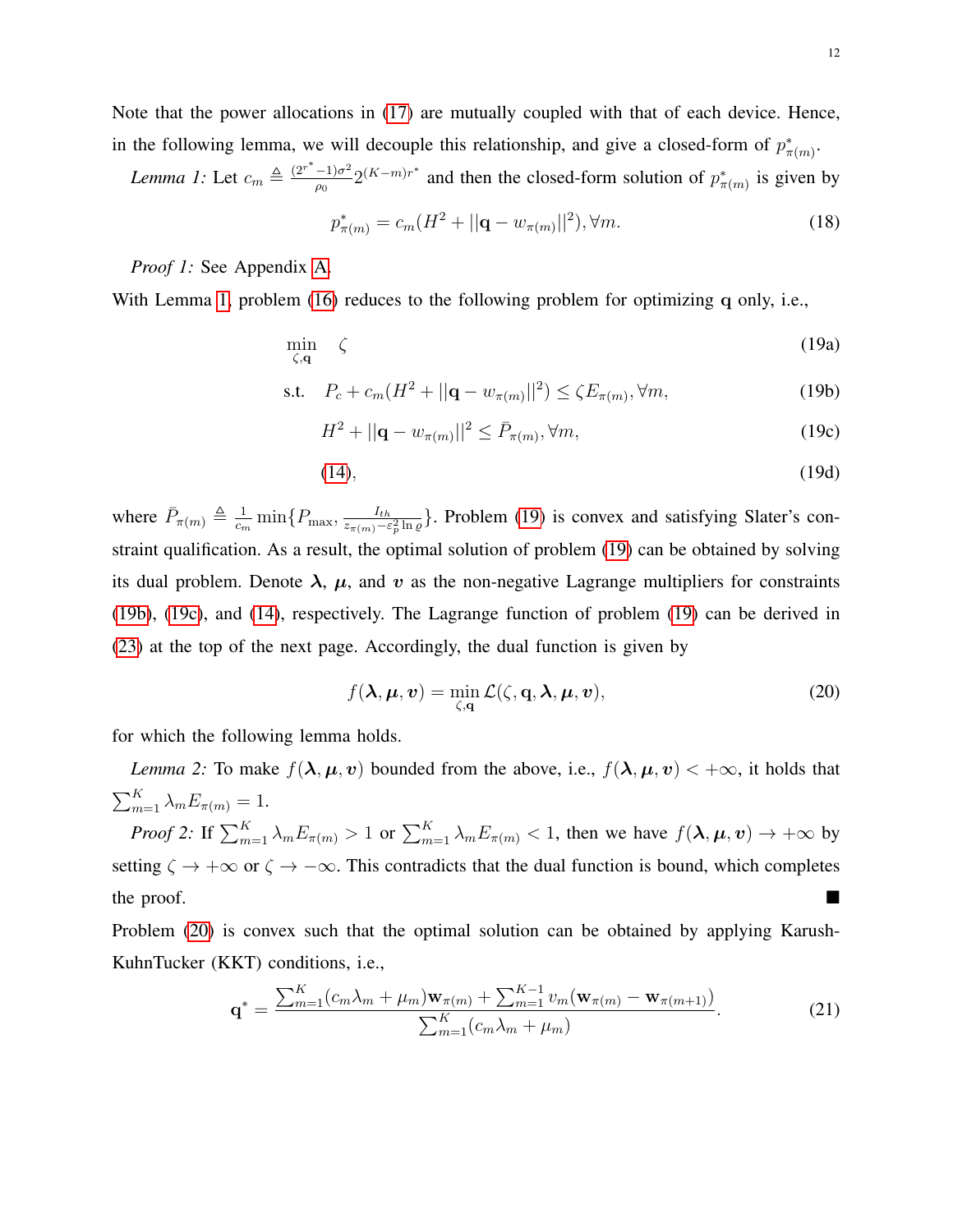Note that the power allocations in (17) are mutually coupled with that of each device. Hence, in the following lemma, we will decouple this relationship, and give a closed-form of $p^*_{\pi(m)}$.

*Lemma 1:* Let $c_m \triangleq \frac{(2^{r^*}-1)\sigma^2}{\rho_0} 2^{(K-m)r^*}$ and then the closed-form solution of $p^*_{\pi(m)}$ is given by

$$p^*_{\pi(m)} = c_m(H^2 + ||\mathbf{q} - w_{\pi(m)}||^2), \forall m. \tag{18}$$

*Proof 1:* See Appendix A.

With Lemma 1, problem (16) reduces to the following problem for optimizing $\mathbf{q}$ only, i.e.,

$$\min_{\zeta, \mathbf{q}} \quad \zeta \tag{19a}$$

$$\text{s.t.} \quad P_c + c_m(H^2 + ||\mathbf{q} - w_{\pi(m)}||^2) \leq \zeta E_{\pi(m)}, \forall m, \tag{19b}$$

$$H^2 + ||\mathbf{q} - w_{\pi(m)}||^2 \leq \bar{P}_{\pi(m)}, \forall m, \tag{19c}$$

$$(14), \tag{19d}$$

where $\bar{P}_{\pi(m)} \triangleq \frac{1}{c_m} \min\{P_{\max}, \frac{I_{th}}{z_{\pi(m)} - \varepsilon_p^2 \ln \varrho}\}$. Problem (19) is convex and satisfying Slater's constraint qualification. As a result, the optimal solution of problem (19) can be obtained by solving its dual problem. Denote $\boldsymbol{\lambda}$, $\boldsymbol{\mu}$, and $\boldsymbol{v}$ as the non-negative Lagrange multipliers for constraints (19b), (19c), and (14), respectively. The Lagrange function of problem (19) can be derived in (23) at the top of the next page. Accordingly, the dual function is given by

$$f(\boldsymbol{\lambda}, \boldsymbol{\mu}, \boldsymbol{v}) = \min_{\zeta, \mathbf{q}} \mathcal{L}(\zeta, \mathbf{q}, \boldsymbol{\lambda}, \boldsymbol{\mu}, \boldsymbol{v}), \tag{20}$$

for which the following lemma holds.

*Lemma 2:* To make $f(\boldsymbol{\lambda}, \boldsymbol{\mu}, \boldsymbol{v})$ bounded from the above, i.e., $f(\boldsymbol{\lambda}, \boldsymbol{\mu}, \boldsymbol{v}) < +\infty$, it holds that $\sum_{m=1}^{K} \lambda_m E_{\pi(m)} = 1$.

*Proof 2:* If $\sum_{m=1}^{K} \lambda_m E_{\pi(m)} > 1$ or $\sum_{m=1}^{K} \lambda_m E_{\pi(m)} < 1$, then we have $f(\boldsymbol{\lambda}, \boldsymbol{\mu}, \boldsymbol{v}) \to +\infty$ by setting $\zeta \to +\infty$ or $\zeta \to -\infty$. This contradicts that the dual function is bound, which completes the proof. ■

Problem (20) is convex such that the optimal solution can be obtained by applying Karush-KuhnTucker (KKT) conditions, i.e.,

$$\mathbf{q}^* = \frac{\sum_{m=1}^{K}(c_m\lambda_m + \mu_m)\mathbf{w}_{\pi(m)} + \sum_{m=1}^{K-1} v_m(\mathbf{w}_{\pi(m)} - \mathbf{w}_{\pi(m+1)})}{\sum_{m=1}^{K}(c_m\lambda_m + \mu_m)}. \tag{21}$$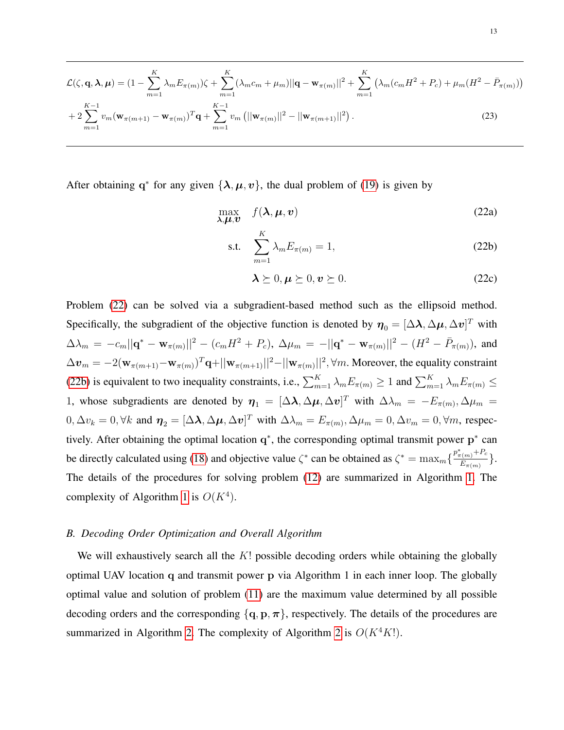$$
\mathcal{L}(\zeta, \mathbf{q}, \boldsymbol{\lambda}, \boldsymbol{\mu}) = (1 - \sum_{m=1}^{K} \lambda_m E_{\pi(m)})\zeta + \sum_{m=1}^{K} (\lambda_m c_m + \mu_m)||\mathbf{q} - \mathbf{w}_{\pi(m)}||^2 + \sum_{m=1}^{K} \left(\lambda_m (c_m H^2 + P_c) + \mu_m (H^2 - \bar{P}_{\pi(m)})\right)
$$
$$
+ 2\sum_{m=1}^{K-1} v_m (\mathbf{w}_{\pi(m+1)} - \mathbf{w}_{\pi(m)})^T \mathbf{q} + \sum_{m=1}^{K-1} v_m \left(||\mathbf{w}_{\pi(m)}||^2 - ||\mathbf{w}_{\pi(m+1)}||^2\right). \tag{23}
$$

After obtaining $\mathbf{q}^*$ for any given $\{\boldsymbol{\lambda}, \boldsymbol{\mu}, \boldsymbol{v}\}$, the dual problem of (19) is given by

$$
\max_{\boldsymbol{\lambda}, \boldsymbol{\mu}, \boldsymbol{v}} \quad f(\boldsymbol{\lambda}, \boldsymbol{\mu}, \boldsymbol{v}) \tag{22a}
$$
$$
\text{s.t.} \quad \sum_{m=1}^{K} \lambda_m E_{\pi(m)} = 1, \tag{22b}
$$
$$
\boldsymbol{\lambda} \succeq 0, \boldsymbol{\mu} \succeq 0, \boldsymbol{v} \succeq 0. \tag{22c}
$$

Problem (22) can be solved via a subgradient-based method such as the ellipsoid method. Specifically, the subgradient of the objective function is denoted by $\boldsymbol{\eta}_0 = [\Delta\boldsymbol{\lambda}, \Delta\boldsymbol{\mu}, \Delta\boldsymbol{v}]^T$ with $\Delta\lambda_m = -c_m||\mathbf{q}^* - \mathbf{w}_{\pi(m)}||^2 - (c_m H^2 + P_c)$, $\Delta\mu_m = -||\mathbf{q}^* - \mathbf{w}_{\pi(m)}||^2 - (H^2 - \bar{P}_{\pi(m)})$, and $\Delta\boldsymbol{v}_m = -2(\mathbf{w}_{\pi(m+1)} - \mathbf{w}_{\pi(m)})^T\mathbf{q} + ||\mathbf{w}_{\pi(m+1)}||^2 - ||\mathbf{w}_{\pi(m)}||^2, \forall m$. Moreover, the equality constraint (22b) is equivalent to two inequality constraints, i.e., $\sum_{m=1}^{K} \lambda_m E_{\pi(m)} \geq 1$ and $\sum_{m=1}^{K} \lambda_m E_{\pi(m)} \leq 1$, whose subgradients are denoted by $\boldsymbol{\eta}_1 = [\Delta\boldsymbol{\lambda}, \Delta\boldsymbol{\mu}, \Delta\boldsymbol{v}]^T$ with $\Delta\lambda_m = -E_{\pi(m)}, \Delta\mu_m = 0, \Delta v_k = 0, \forall k$ and $\boldsymbol{\eta}_2 = [\Delta\boldsymbol{\lambda}, \Delta\boldsymbol{\mu}, \Delta\boldsymbol{v}]^T$ with $\Delta\lambda_m = E_{\pi(m)}, \Delta\mu_m = 0, \Delta v_m = 0, \forall m$, respectively. After obtaining the optimal location $\mathbf{q}^*$, the corresponding optimal transmit power $\mathbf{p}^*$ can be directly calculated using (18) and objective value $\zeta^*$ can be obtained as $\zeta^* = \max_m\{\frac{p^*_{\pi(m)} + P_c}{E_{\pi(m)}}\}$. The details of the procedures for solving problem (12) are summarized in Algorithm 1. The complexity of Algorithm 1 is $O(K^4)$.

### *B. Decoding Order Optimization and Overall Algorithm*

We will exhaustively search all the $K!$ possible decoding orders while obtaining the globally optimal UAV location $\mathbf{q}$ and transmit power $\mathbf{p}$ via Algorithm 1 in each inner loop. The globally optimal value and solution of problem (11) are the maximum value determined by all possible decoding orders and the corresponding $\{\mathbf{q}, \mathbf{p}, \boldsymbol{\pi}\}$, respectively. The details of the procedures are summarized in Algorithm 2. The complexity of Algorithm 2 is $O(K^4 K!)$.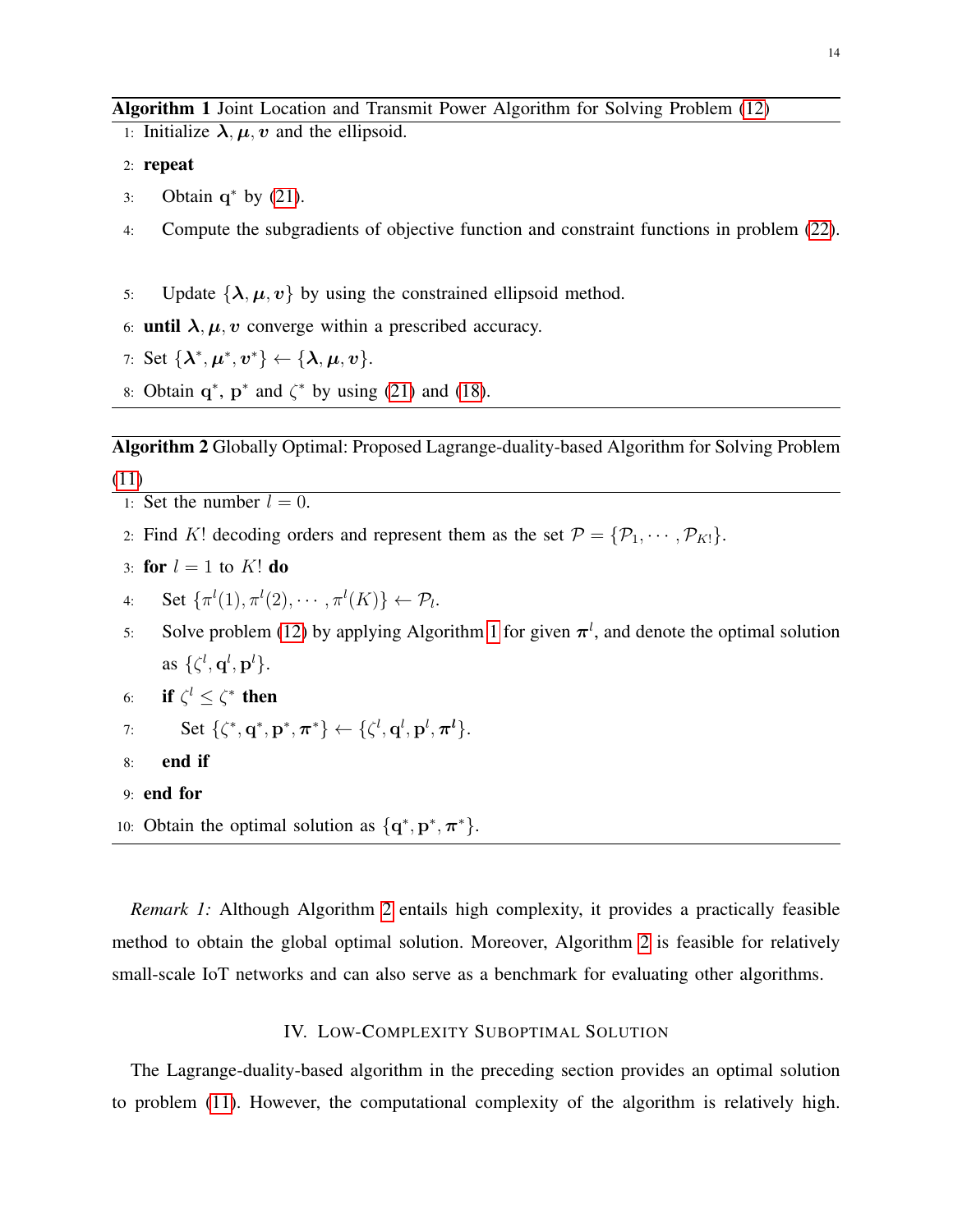**Algorithm 1** Joint Location and Transmit Power Algorithm for Solving Problem (12)

1: Initialize $\boldsymbol{\lambda}, \boldsymbol{\mu}, \boldsymbol{v}$ and the ellipsoid.
2: **repeat**
3: Obtain $\mathbf{q}^*$ by (21).
4: Compute the subgradients of objective function and constraint functions in problem (22).
5: Update $\{\boldsymbol{\lambda}, \boldsymbol{\mu}, \boldsymbol{v}\}$ by using the constrained ellipsoid method.
6: **until** $\boldsymbol{\lambda}, \boldsymbol{\mu}, \boldsymbol{v}$ converge within a prescribed accuracy.
7: Set $\{\boldsymbol{\lambda}^*, \boldsymbol{\mu}^*, \boldsymbol{v}^*\} \leftarrow \{\boldsymbol{\lambda}, \boldsymbol{\mu}, \boldsymbol{v}\}$.
8: Obtain $\mathbf{q}^*$, $\mathbf{p}^*$ and $\zeta^*$ by using (21) and (18).

**Algorithm 2** Globally Optimal: Proposed Lagrange-duality-based Algorithm for Solving Problem (11)

1: Set the number $l = 0$.
2: Find $K!$ decoding orders and represent them as the set $\mathcal{P} = \{\mathcal{P}_1, \cdots, \mathcal{P}_{K!}\}$.
3: **for** $l = 1$ to $K!$ **do**
4: Set $\{\pi^l(1), \pi^l(2), \cdots, \pi^l(K)\} \leftarrow \mathcal{P}_l$.
5: Solve problem (12) by applying Algorithm 1 for given $\boldsymbol{\pi}^l$, and denote the optimal solution as $\{\zeta^l, \mathbf{q}^l, \mathbf{p}^l\}$.
6: **if** $\zeta^l \leq \zeta^*$ **then**
7: Set $\{\zeta^*, \mathbf{q}^*, \mathbf{p}^*, \boldsymbol{\pi}^*\} \leftarrow \{\zeta^l, \mathbf{q}^l, \mathbf{p}^l, \boldsymbol{\pi}^l\}$.
8: **end if**
9: **end for**
10: Obtain the optimal solution as $\{\mathbf{q}^*, \mathbf{p}^*, \boldsymbol{\pi}^*\}$.

*Remark 1:* Although Algorithm 2 entails high complexity, it provides a practically feasible method to obtain the global optimal solution. Moreover, Algorithm 2 is feasible for relatively small-scale IoT networks and can also serve as a benchmark for evaluating other algorithms.

## IV. Low-Complexity Suboptimal Solution

The Lagrange-duality-based algorithm in the preceding section provides an optimal solution to problem (11). However, the computational complexity of the algorithm is relatively high.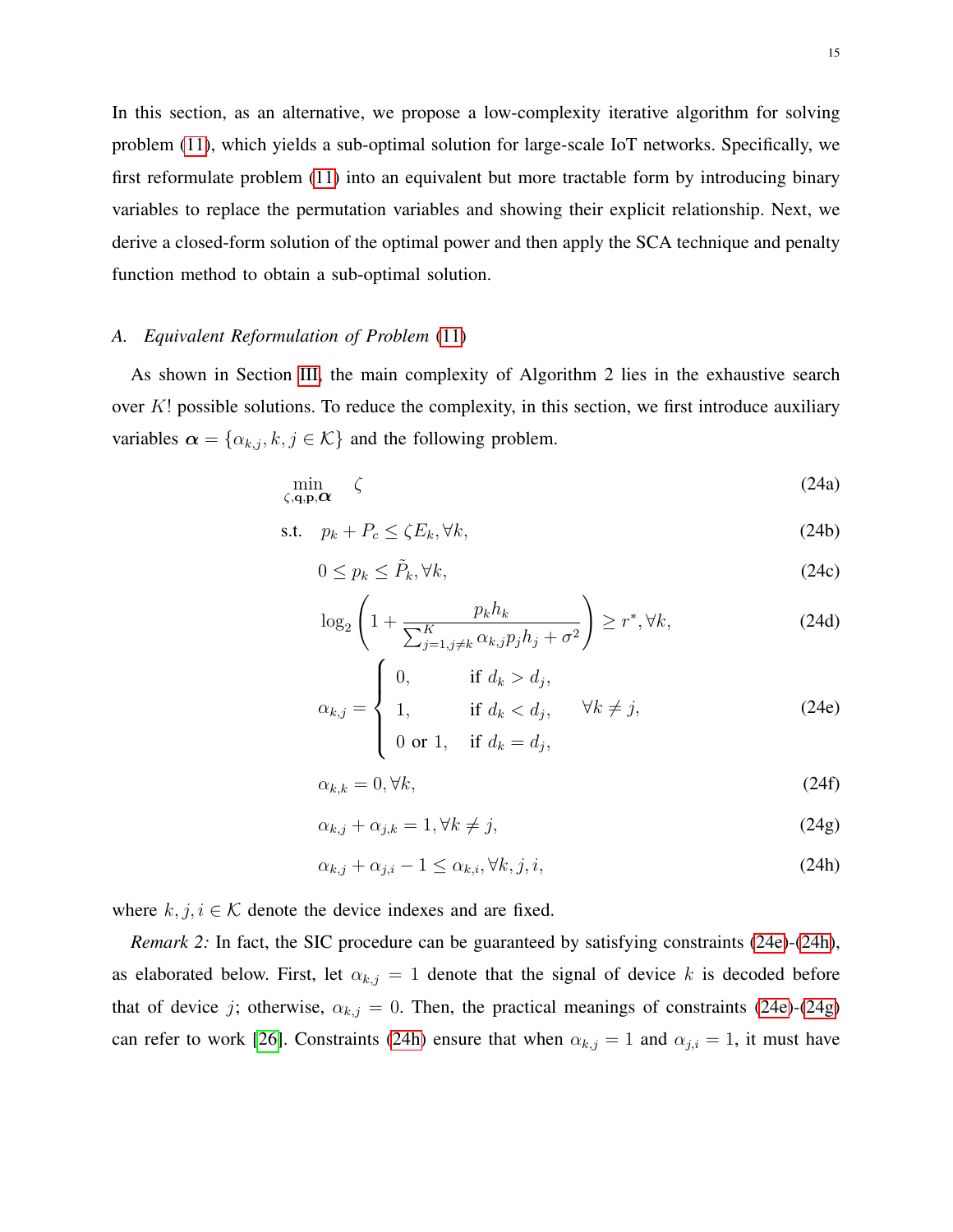In this section, as an alternative, we propose a low-complexity iterative algorithm for solving problem (11), which yields a sub-optimal solution for large-scale IoT networks. Specifically, we first reformulate problem (11) into an equivalent but more tractable form by introducing binary variables to replace the permutation variables and showing their explicit relationship. Next, we derive a closed-form solution of the optimal power and then apply the SCA technique and penalty function method to obtain a sub-optimal solution.

### A. Equivalent Reformulation of Problem (11)

As shown in Section III, the main complexity of Algorithm 2 lies in the exhaustive search over $K!$ possible solutions. To reduce the complexity, in this section, we first introduce auxiliary variables $\boldsymbol{\alpha} = \{\alpha_{k,j}, k, j \in \mathcal{K}\}$ and the following problem.

$$\min_{\zeta,\mathbf{q},\mathbf{p},\boldsymbol{\alpha}} \quad \zeta \tag{24a}$$

$$\text{s.t.} \quad p_k + P_c \leq \zeta E_k, \forall k, \tag{24b}$$

$$0 \leq p_k \leq \tilde{P}_k, \forall k, \tag{24c}$$

$$\log_2\left(1 + \frac{p_k h_k}{\sum_{j=1, j\neq k}^{K} \alpha_{k,j} p_j h_j + \sigma^2}\right) \geq r^*, \forall k, \tag{24d}$$

$$\alpha_{k,j} = \begin{cases} 0, & \text{if } d_k > d_j, \\ 1, & \text{if } d_k < d_j, \\ 0 \text{ or } 1, & \text{if } d_k = d_j, \end{cases} \quad \forall k \neq j, \tag{24e}$$

$$\alpha_{k,k} = 0, \forall k, \tag{24f}$$

$$\alpha_{k,j} + \alpha_{j,k} = 1, \forall k \neq j, \tag{24g}$$

$$\alpha_{k,j} + \alpha_{j,i} - 1 \leq \alpha_{k,i}, \forall k, j, i, \tag{24h}$$

where $k, j, i \in \mathcal{K}$ denote the device indexes and are fixed.

*Remark 2:* In fact, the SIC procedure can be guaranteed by satisfying constraints (24e)-(24h), as elaborated below. First, let $\alpha_{k,j} = 1$ denote that the signal of device $k$ is decoded before that of device $j$; otherwise, $\alpha_{k,j} = 0$. Then, the practical meanings of constraints (24e)-(24g) can refer to work [26]. Constraints (24h) ensure that when $\alpha_{k,j} = 1$ and $\alpha_{j,i} = 1$, it must have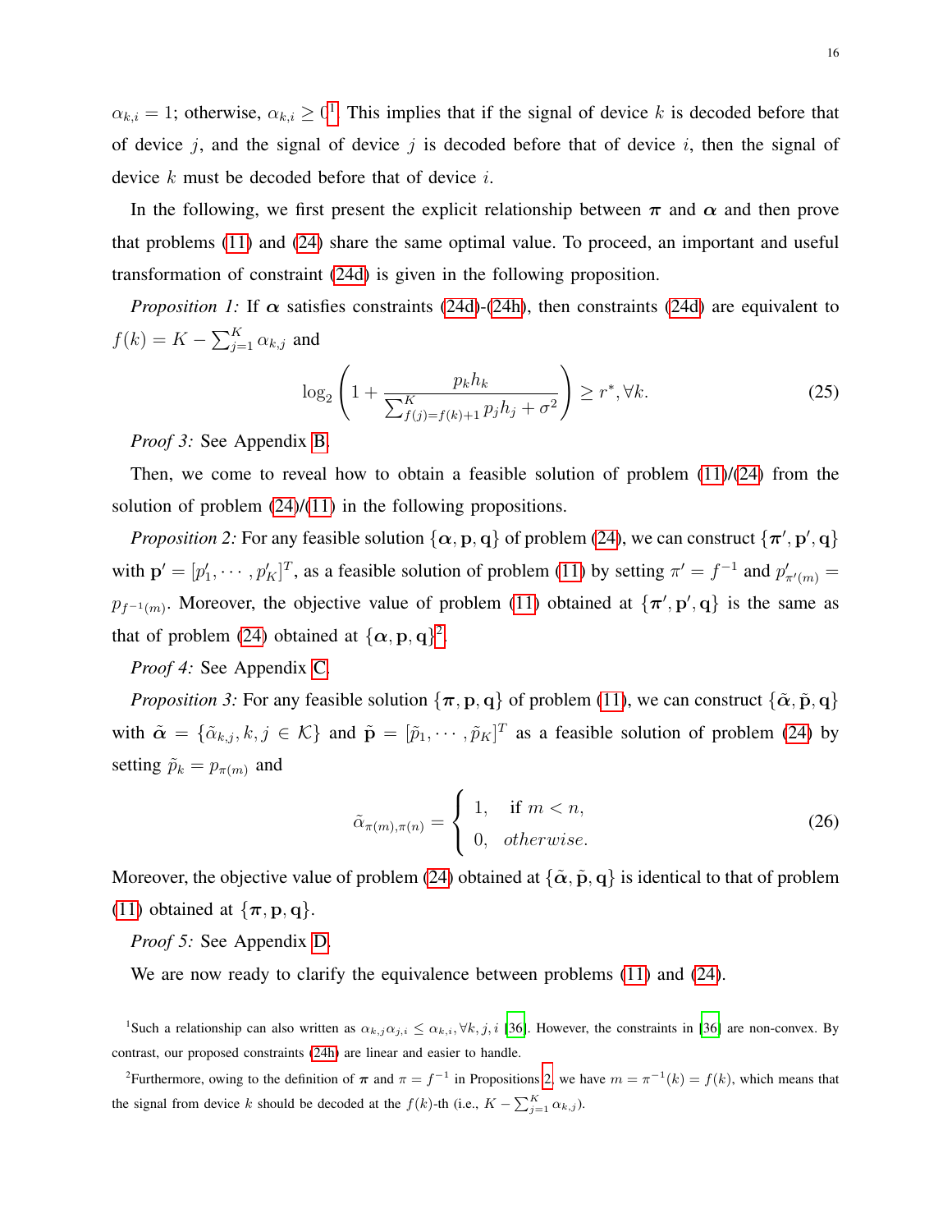$\alpha_{k,i} = 1$; otherwise, $\alpha_{k,i} \geq 0$[1]. This implies that if the signal of device $k$ is decoded before that of device $j$, and the signal of device $j$ is decoded before that of device $i$, then the signal of device $k$ must be decoded before that of device $i$.

In the following, we first present the explicit relationship between $\boldsymbol{\pi}$ and $\boldsymbol{\alpha}$ and then prove that problems (11) and (24) share the same optimal value. To proceed, an important and useful transformation of constraint (24d) is given in the following proposition.

*Proposition 1:* If $\boldsymbol{\alpha}$ satisfies constraints (24d)-(24h), then constraints (24d) are equivalent to $f(k) = K - \sum_{j=1}^{K} \alpha_{k,j}$ and

$$\log_2\left(1 + \frac{p_k h_k}{\sum_{f(j)=f(k)+1}^{K} p_j h_j + \sigma^2}\right) \geq r^*, \forall k. \tag{25}$$

*Proof 3:* See Appendix B.

Then, we come to reveal how to obtain a feasible solution of problem (11)/(24) from the solution of problem (24)/(11) in the following propositions.

*Proposition 2:* For any feasible solution $\{\boldsymbol{\alpha}, \mathbf{p}, \mathbf{q}\}$ of problem (24), we can construct $\{\boldsymbol{\pi}', \mathbf{p}', \mathbf{q}\}$ with $\mathbf{p}' = [p'_1, \cdots, p'_K]^T$, as a feasible solution of problem (11) by setting $\pi' = f^{-1}$ and $p'_{\pi'(m)} = p_{f^{-1}(m)}$. Moreover, the objective value of problem (11) obtained at $\{\boldsymbol{\pi}', \mathbf{p}', \mathbf{q}\}$ is the same as that of problem (24) obtained at $\{\boldsymbol{\alpha}, \mathbf{p}, \mathbf{q}\}$[2].

*Proof 4:* See Appendix C.

*Proposition 3:* For any feasible solution $\{\boldsymbol{\pi}, \mathbf{p}, \mathbf{q}\}$ of problem (11), we can construct $\{\tilde{\boldsymbol{\alpha}}, \tilde{\mathbf{p}}, \mathbf{q}\}$ with $\tilde{\boldsymbol{\alpha}} = \{\tilde{\alpha}_{k,j}, k, j \in \mathcal{K}\}$ and $\tilde{\mathbf{p}} = [\tilde{p}_1, \cdots, \tilde{p}_K]^T$ as a feasible solution of problem (24) by setting $\tilde{p}_k = p_{\pi(m)}$ and

$$\tilde{\alpha}_{\pi(m),\pi(n)} = \begin{cases} 1, & \text{if } m < n, \\ 0, & otherwise. \end{cases} \tag{26}$$

Moreover, the objective value of problem (24) obtained at $\{\tilde{\boldsymbol{\alpha}}, \tilde{\mathbf{p}}, \mathbf{q}\}$ is identical to that of problem (11) obtained at $\{\boldsymbol{\pi}, \mathbf{p}, \mathbf{q}\}$.

*Proof 5:* See Appendix D.

We are now ready to clarify the equivalence between problems (11) and (24).

[1] Such a relationship can also written as $\alpha_{k,j}\alpha_{j,i} \leq \alpha_{k,i}, \forall k, j, i$ [36]. However, the constraints in [36] are non-convex. By contrast, our proposed constraints (24h) are linear and easier to handle.

[2] Furthermore, owing to the definition of $\boldsymbol{\pi}$ and $\pi = f^{-1}$ in Propositions 2, we have $m = \pi^{-1}(k) = f(k)$, which means that the signal from device $k$ should be decoded at the $f(k)$-th (i.e., $K - \sum_{j=1}^{K} \alpha_{k,j}$).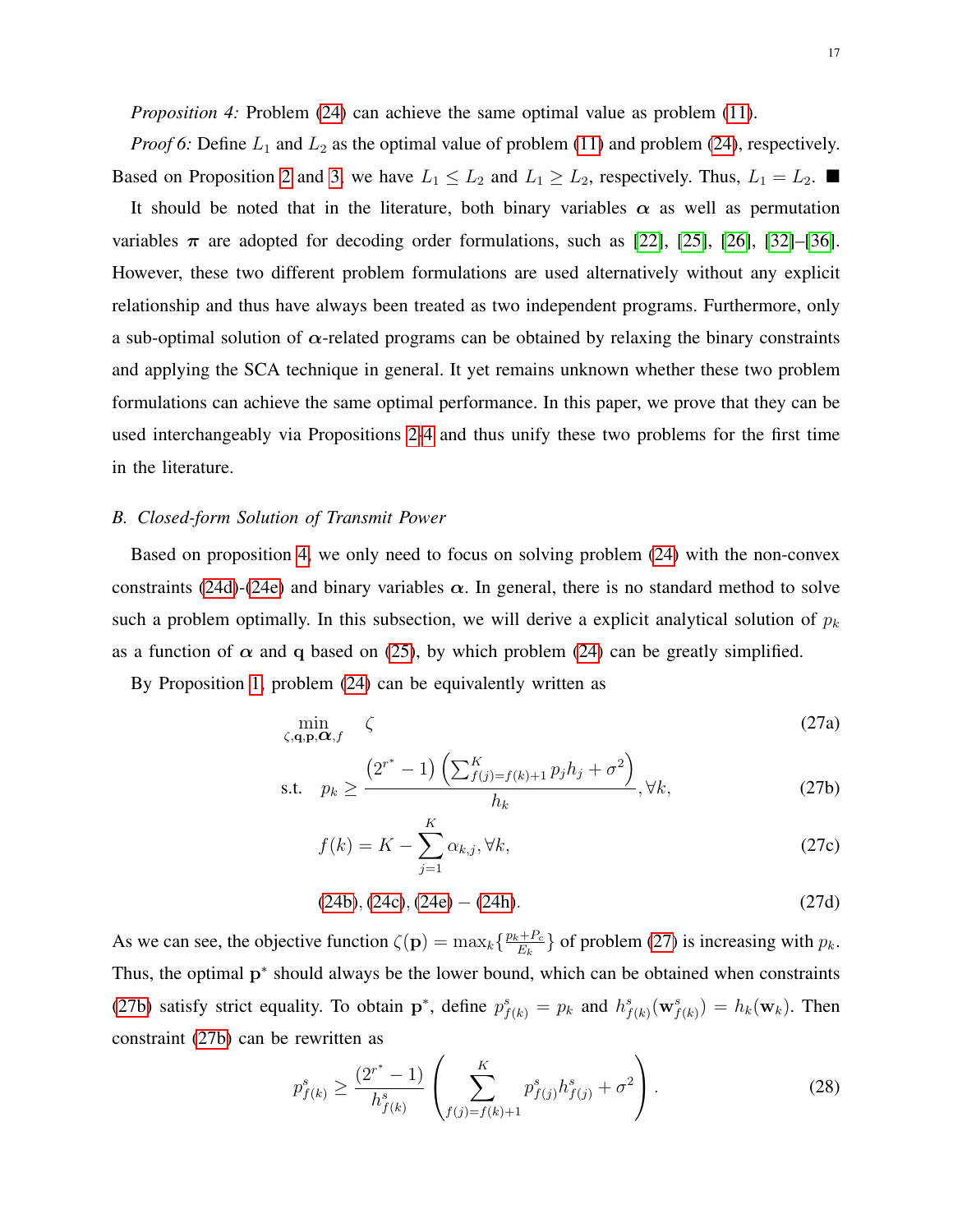*Proposition 4:* Problem (24) can achieve the same optimal value as problem (11).

*Proof 6:* Define $L_1$ and $L_2$ as the optimal value of problem (11) and problem (24), respectively. Based on Proposition 2 and 3, we have $L_1 \leq L_2$ and $L_1 \geq L_2$, respectively. Thus, $L_1 = L_2$. ■

It should be noted that in the literature, both binary variables $\boldsymbol{\alpha}$ as well as permutation variables $\boldsymbol{\pi}$ are adopted for decoding order formulations, such as [22], [25], [26], [32]–[36]. However, these two different problem formulations are used alternatively without any explicit relationship and thus have always been treated as two independent programs. Furthermore, only a sub-optimal solution of $\boldsymbol{\alpha}$-related programs can be obtained by relaxing the binary constraints and applying the SCA technique in general. It yet remains unknown whether these two problem formulations can achieve the same optimal performance. In this paper, we prove that they can be used interchangeably via Propositions 2-4 and thus unify these two problems for the first time in the literature.

### B. Closed-form Solution of Transmit Power

Based on proposition 4, we only need to focus on solving problem (24) with the non-convex constraints (24d)-(24e) and binary variables $\boldsymbol{\alpha}$. In general, there is no standard method to solve such a problem optimally. In this subsection, we will derive a explicit analytical solution of $p_k$ as a function of $\boldsymbol{\alpha}$ and $\mathbf{q}$ based on (25), by which problem (24) can be greatly simplified.

By Proposition 1, problem (24) can be equivalently written as

$$\min_{\zeta,\mathbf{q},\mathbf{p},\boldsymbol{\alpha},f} \quad \zeta \tag{27a}$$

$$\text{s.t.} \quad p_k \geq \frac{\left(2^{r^*}-1\right)\left(\sum_{f(j)=f(k)+1}^{K} p_j h_j + \sigma^2\right)}{h_k}, \forall k, \tag{27b}$$

$$f(k) = K - \sum_{j=1}^{K} \alpha_{k,j}, \forall k, \tag{27c}$$

$$\text{(24b)}, \text{(24c)}, \text{(24e)} - \text{(24h)}. \tag{27d}$$

As we can see, the objective function $\zeta(\mathbf{p}) = \max_k\{\frac{p_k+P_c}{E_k}\}$ of problem (27) is increasing with $p_k$. Thus, the optimal $\mathbf{p}^*$ should always be the lower bound, which can be obtained when constraints (27b) satisfy strict equality. To obtain $\mathbf{p}^*$, define $p^s_{f(k)} = p_k$ and $h^s_{f(k)}(\mathbf{w}^s_{f(k)}) = h_k(\mathbf{w}_k)$. Then constraint (27b) can be rewritten as

$$p^s_{f(k)} \geq \frac{(2^{r^*}-1)}{h^s_{f(k)}} \left( \sum_{f(j)=f(k)+1}^{K} p^s_{f(j)} h^s_{f(j)} + \sigma^2 \right). \tag{28}$$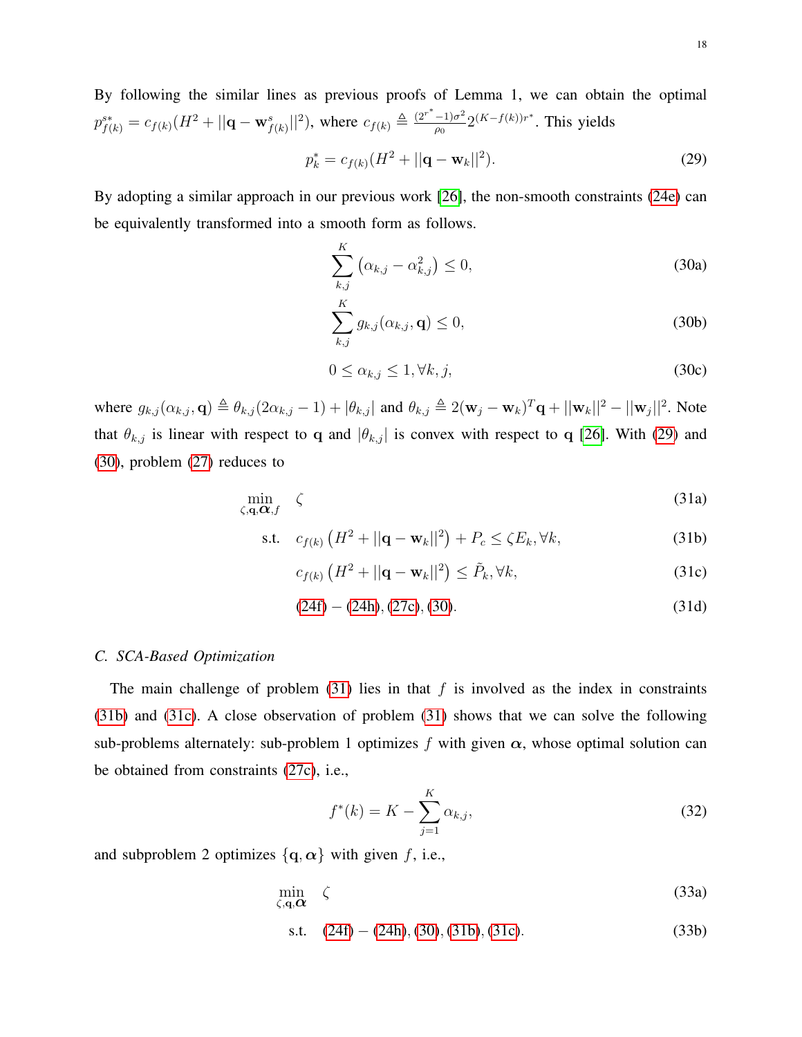By following the similar lines as previous proofs of Lemma 1, we can obtain the optimal $p^{s*}_{f(k)} = c_{f(k)}(H^2 + ||\mathbf{q} - \mathbf{w}^s_{f(k)}||^2)$, where $c_{f(k)} \triangleq \frac{(2^{r^*}-1)\sigma^2}{\rho_0} 2^{(K-f(k))r^*}$. This yields

$$p^*_k = c_{f(k)}(H^2 + ||\mathbf{q} - \mathbf{w}_k||^2). \tag{29}$$

By adopting a similar approach in our previous work [26], the non-smooth constraints (24e) can be equivalently transformed into a smooth form as follows.

$$\sum_{k,j}^{K} \left(\alpha_{k,j} - \alpha^2_{k,j}\right) \leq 0, \tag{30a}$$

$$\sum_{k,j}^{K} g_{k,j}(\alpha_{k,j}, \mathbf{q}) \leq 0, \tag{30b}$$

$$0 \leq \alpha_{k,j} \leq 1, \forall k, j, \tag{30c}$$

where $g_{k,j}(\alpha_{k,j}, \mathbf{q}) \triangleq \theta_{k,j}(2\alpha_{k,j} - 1) + |\theta_{k,j}|$ and $\theta_{k,j} \triangleq 2(\mathbf{w}_j - \mathbf{w}_k)^T\mathbf{q} + ||\mathbf{w}_k||^2 - ||\mathbf{w}_j||^2$. Note that $\theta_{k,j}$ is linear with respect to $\mathbf{q}$ and $|\theta_{k,j}|$ is convex with respect to $\mathbf{q}$ [26]. With (29) and (30), problem (27) reduces to

$$\min_{\zeta, \mathbf{q}, \boldsymbol{\alpha}, f} \quad \zeta \tag{31a}$$

$$\text{s.t.} \quad c_{f(k)}\left(H^2 + ||\mathbf{q} - \mathbf{w}_k||^2\right) + P_c \leq \zeta E_k, \forall k, \tag{31b}$$

$$c_{f(k)}\left(H^2 + ||\mathbf{q} - \mathbf{w}_k||^2\right) \leq \tilde{P}_k, \forall k, \tag{31c}$$

$$(24f) - (24h), (27c), (30). \tag{31d}$$

### C. SCA-Based Optimization

The main challenge of problem (31) lies in that $f$ is involved as the index in constraints (31b) and (31c). A close observation of problem (31) shows that we can solve the following sub-problems alternately: sub-problem 1 optimizes $f$ with given $\boldsymbol{\alpha}$, whose optimal solution can be obtained from constraints (27c), i.e.,

$$f^*(k) = K - \sum_{j=1}^{K} \alpha_{k,j}, \tag{32}$$

and subproblem 2 optimizes $\{\mathbf{q}, \boldsymbol{\alpha}\}$ with given $f$, i.e.,

$$\min_{\zeta, \mathbf{q}, \boldsymbol{\alpha}} \quad \zeta \tag{33a}$$

$$\text{s.t.} \quad (24f) - (24h), (30), (31b), (31c). \tag{33b}$$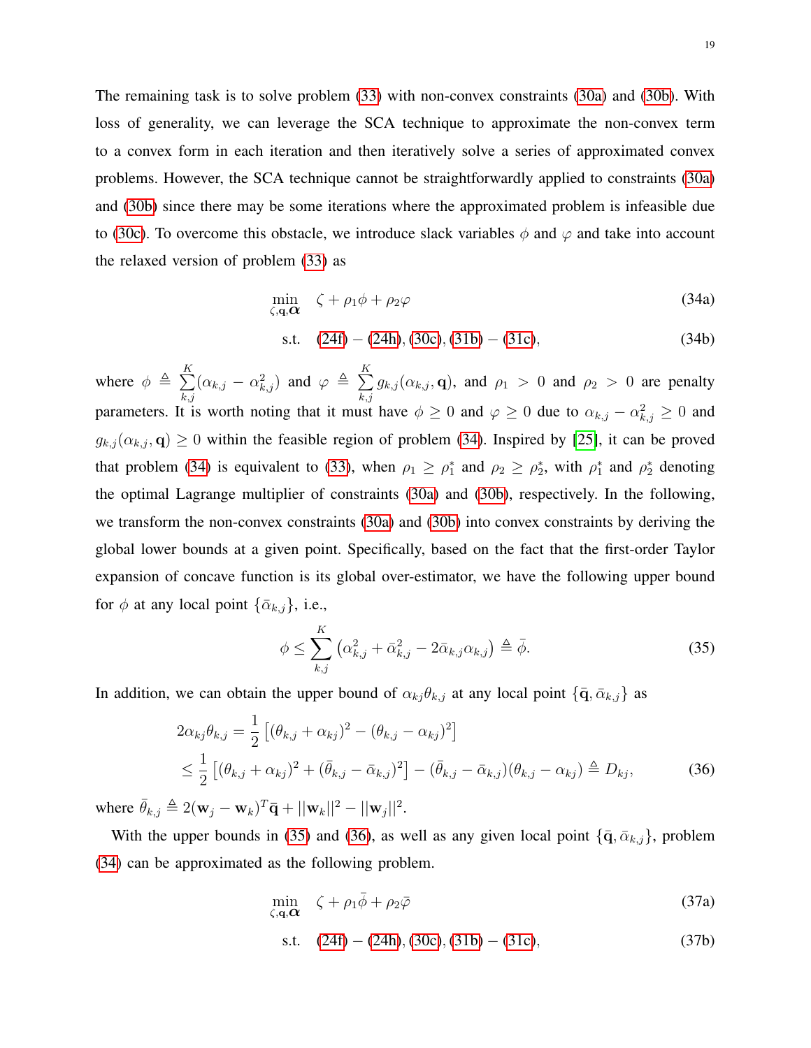The remaining task is to solve problem (33) with non-convex constraints (30a) and (30b). With loss of generality, we can leverage the SCA technique to approximate the non-convex term to a convex form in each iteration and then iteratively solve a series of approximated convex problems. However, the SCA technique cannot be straightforwardly applied to constraints (30a) and (30b) since there may be some iterations where the approximated problem is infeasible due to (30c). To overcome this obstacle, we introduce slack variables $\phi$ and $\varphi$ and take into account the relaxed version of problem (33) as

$$
\min_{\zeta,\mathbf{q},\boldsymbol{\alpha}} \quad \zeta + \rho_1 \phi + \rho_2 \varphi \tag{34a}
$$

$$
\text{s.t.} \quad (24f) - (24h), (30c), (31b) - (31c), \tag{34b}
$$

where $\phi \triangleq \sum_{k,j}^{K} (\alpha_{k,j} - \alpha_{k,j}^2)$ and $\varphi \triangleq \sum_{k,j}^{K} g_{k,j}(\alpha_{k,j}, \mathbf{q})$, and $\rho_1 > 0$ and $\rho_2 > 0$ are penalty parameters. It is worth noting that it must have $\phi \geq 0$ and $\varphi \geq 0$ due to $\alpha_{k,j} - \alpha_{k,j}^2 \geq 0$ and $g_{k,j}(\alpha_{k,j}, \mathbf{q}) \geq 0$ within the feasible region of problem (34). Inspired by [25], it can be proved that problem (34) is equivalent to (33), when $\rho_1 \geq \rho_1^*$ and $\rho_2 \geq \rho_2^*$, with $\rho_1^*$ and $\rho_2^*$ denoting the optimal Lagrange multiplier of constraints (30a) and (30b), respectively. In the following, we transform the non-convex constraints (30a) and (30b) into convex constraints by deriving the global lower bounds at a given point. Specifically, based on the fact that the first-order Taylor expansion of concave function is its global over-estimator, we have the following upper bound for $\phi$ at any local point $\{\bar{\alpha}_{k,j}\}$, i.e.,

$$
\phi \leq \sum_{k,j}^{K} \left( \alpha_{k,j}^2 + \bar{\alpha}_{k,j}^2 - 2\bar{\alpha}_{k,j}\alpha_{k,j} \right) \triangleq \bar{\phi}. \tag{35}
$$

In addition, we can obtain the upper bound of $\alpha_{kj}\theta_{k,j}$ at any local point $\{\bar{\mathbf{q}}, \bar{\alpha}_{k,j}\}$ as

$$
\begin{aligned}
2\alpha_{kj}\theta_{k,j} &= \frac{1}{2}\left[ (\theta_{k,j} + \alpha_{kj})^2 - (\theta_{k,j} - \alpha_{kj})^2 \right] \\
&\leq \frac{1}{2}\left[ (\theta_{k,j} + \alpha_{kj})^2 + (\bar{\theta}_{k,j} - \bar{\alpha}_{k,j})^2 \right] - (\bar{\theta}_{k,j} - \bar{\alpha}_{k,j})(\theta_{k,j} - \alpha_{kj}) \triangleq D_{kj},
\end{aligned} \tag{36}
$$

where $\bar{\theta}_{k,j} \triangleq 2(\mathbf{w}_j - \mathbf{w}_k)^T \bar{\mathbf{q}} + ||\mathbf{w}_k||^2 - ||\mathbf{w}_j||^2$.

With the upper bounds in (35) and (36), as well as any given local point $\{\bar{\mathbf{q}}, \bar{\alpha}_{k,j}\}$, problem (34) can be approximated as the following problem.

$$
\min_{\zeta,\mathbf{q},\boldsymbol{\alpha}} \quad \zeta + \rho_1 \bar{\phi} + \rho_2 \bar{\varphi} \tag{37a}
$$

$$
\text{s.t.} \quad (24f) - (24h), (30c), (31b) - (31c), \tag{37b}
$$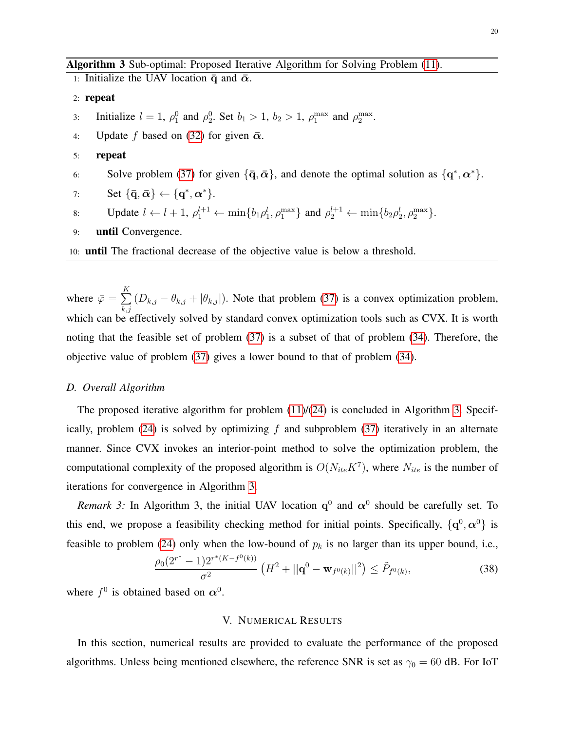**Algorithm 3** Sub-optimal: Proposed Iterative Algorithm for Solving Problem (11).

1: Initialize the UAV location $\bar{\mathbf{q}}$ and $\bar{\boldsymbol{\alpha}}$.
2: **repeat**
3: Initialize $l = 1$, $\rho_1^0$ and $\rho_2^0$. Set $b_1 > 1$, $b_2 > 1$, $\rho_1^{\max}$ and $\rho_2^{\max}$.
4: Update $f$ based on (32) for given $\bar{\boldsymbol{\alpha}}$.
5: **repeat**
6: Solve problem (37) for given $\{\bar{\mathbf{q}}, \bar{\boldsymbol{\alpha}}\}$, and denote the optimal solution as $\{\mathbf{q}^*, \boldsymbol{\alpha}^*\}$.
7: Set $\{\bar{\mathbf{q}}, \bar{\boldsymbol{\alpha}}\} \leftarrow \{\mathbf{q}^*, \boldsymbol{\alpha}^*\}$.
8: Update $l \leftarrow l + 1$, $\rho_1^{l+1} \leftarrow \min\{b_1\rho_1^l, \rho_1^{\max}\}$ and $\rho_2^{l+1} \leftarrow \min\{b_2\rho_2^l, \rho_2^{\max}\}$.
9: **until** Convergence.
10: **until** The fractional decrease of the objective value is below a threshold.

where $\bar{\varphi} = \sum_{k,j}^{K} (D_{k,j} - \theta_{k,j} + |\theta_{k,j}|)$. Note that problem (37) is a convex optimization problem, which can be effectively solved by standard convex optimization tools such as CVX. It is worth noting that the feasible set of problem (37) is a subset of that of problem (34). Therefore, the objective value of problem (37) gives a lower bound to that of problem (34).

### D. Overall Algorithm

The proposed iterative algorithm for problem (11)/(24) is concluded in Algorithm 3. Specifically, problem (24) is solved by optimizing $f$ and subproblem (37) iteratively in an alternate manner. Since CVX invokes an interior-point method to solve the optimization problem, the computational complexity of the proposed algorithm is $O(N_{ite}K^7)$, where $N_{ite}$ is the number of iterations for convergence in Algorithm 3.

*Remark 3:* In Algorithm 3, the initial UAV location $\mathbf{q}^0$ and $\boldsymbol{\alpha}^0$ should be carefully set. To this end, we propose a feasibility checking method for initial points. Specifically, $\{\mathbf{q}^0, \boldsymbol{\alpha}^0\}$ is feasible to problem (24) only when the low-bound of $p_k$ is no larger than its upper bound, i.e.,

$$\frac{\rho_0(2^{r^*} - 1)2^{r^*(K - f^0(k))}}{\sigma^2} \left(H^2 + ||\mathbf{q}^0 - \mathbf{w}_{f^0(k)}||^2\right) \le \tilde{P}_{f^0(k)}, \tag{38}$$

where $f^0$ is obtained based on $\boldsymbol{\alpha}^0$.

## V. Numerical Results

In this section, numerical results are provided to evaluate the performance of the proposed algorithms. Unless being mentioned elsewhere, the reference SNR is set as $\gamma_0 = 60$ dB. For IoT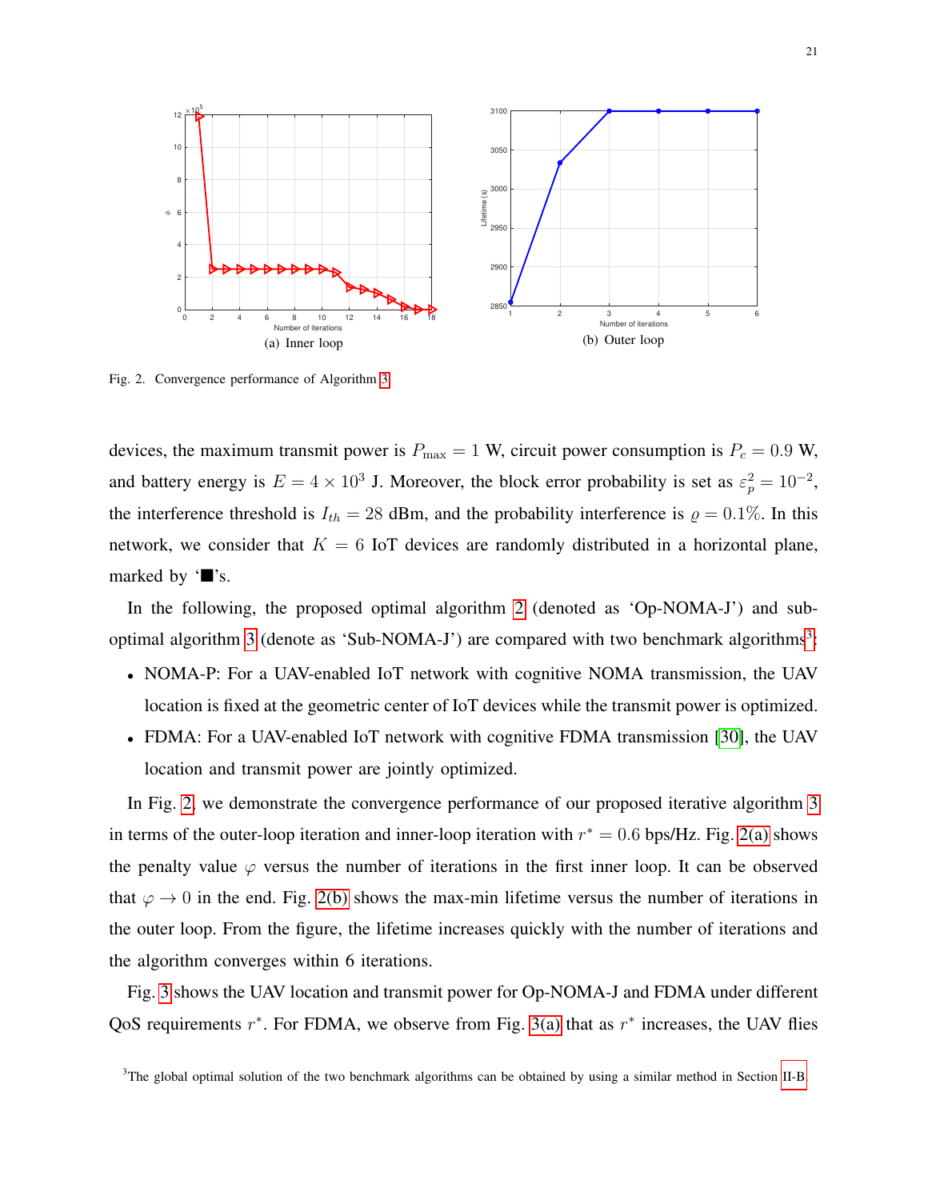(a) Inner loop

(b) Outer loop

Fig. 2. Convergence performance of Algorithm 3

devices, the maximum transmit power is $P_{\max} = 1$ W, circuit power consumption is $P_c = 0.9$ W, and battery energy is $E = 4 \times 10^3$ J. Moreover, the block error probability is set as $\varepsilon_p^2 = 10^{-2}$, the interference threshold is $I_{th} = 28$ dBm, and the probability interference is $\varrho = 0.1\%$. In this network, we consider that $K = 6$ IoT devices are randomly distributed in a horizontal plane, marked by '■'s.

In the following, the proposed optimal algorithm 2 (denoted as 'Op-NOMA-J') and sub-optimal algorithm 3 (denote as 'Sub-NOMA-J') are compared with two benchmark algorithms[3]:

- NOMA-P: For a UAV-enabled IoT network with cognitive NOMA transmission, the UAV location is fixed at the geometric center of IoT devices while the transmit power is optimized.
- FDMA: For a UAV-enabled IoT network with cognitive FDMA transmission [30], the UAV location and transmit power are jointly optimized.

In Fig. 2, we demonstrate the convergence performance of our proposed iterative algorithm 3 in terms of the outer-loop iteration and inner-loop iteration with $r^* = 0.6$ bps/Hz. Fig. 2(a) shows the penalty value $\varphi$ versus the number of iterations in the first inner loop. It can be observed that $\varphi \to 0$ in the end. Fig. 2(b) shows the max-min lifetime versus the number of iterations in the outer loop. From the figure, the lifetime increases quickly with the number of iterations and the algorithm converges within 6 iterations.

Fig. 3 shows the UAV location and transmit power for Op-NOMA-J and FDMA under different QoS requirements $r^*$. For FDMA, we observe from Fig. 3(a) that as $r^*$ increases, the UAV flies

[3]The global optimal solution of the two benchmark algorithms can be obtained by using a similar method in Section II-B.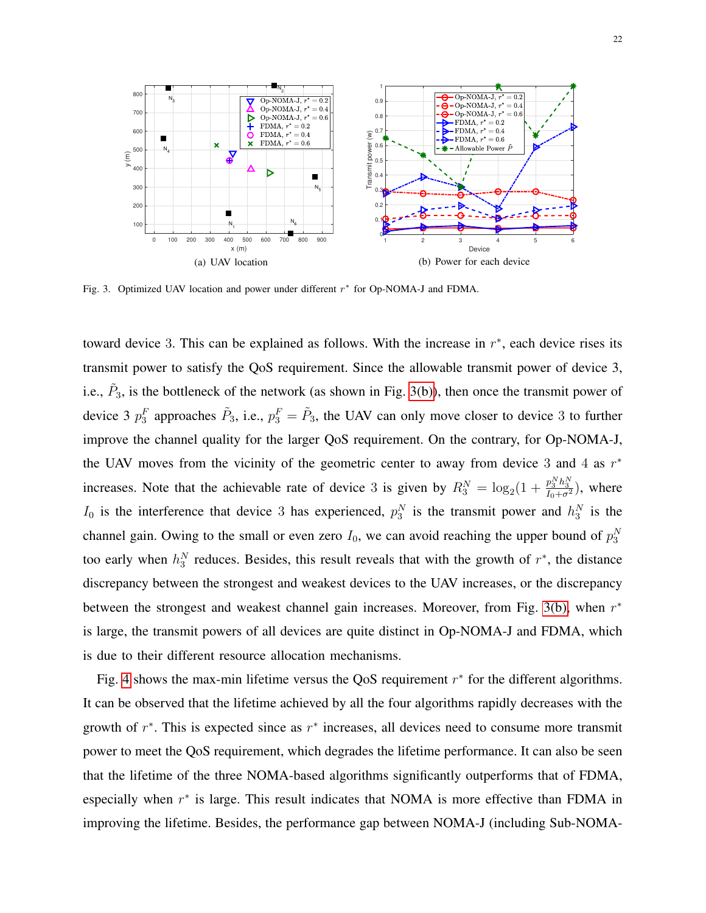(a) UAV location

(b) Power for each device

Fig. 3. Optimized UAV location and power under different $r^*$ for Op-NOMA-J and FDMA.

toward device 3. This can be explained as follows. With the increase in $r^*$, each device rises its transmit power to satisfy the QoS requirement. Since the allowable transmit power of device 3, i.e., $\tilde{P}_3$, is the bottleneck of the network (as shown in Fig. 3(b)), then once the transmit power of device 3 $p_3^F$ approaches $\tilde{P}_3$, i.e., $p_3^F = \tilde{P}_3$, the UAV can only move closer to device 3 to further improve the channel quality for the larger QoS requirement. On the contrary, for Op-NOMA-J, the UAV moves from the vicinity of the geometric center to away from device 3 and 4 as $r^*$ increases. Note that the achievable rate of device 3 is given by $R_3^N = \log_2(1 + \frac{p_3^N h_3^N}{I_0 + \sigma^2})$, where $I_0$ is the interference that device 3 has experienced, $p_3^N$ is the transmit power and $h_3^N$ is the channel gain. Owing to the small or even zero $I_0$, we can avoid reaching the upper bound of $p_3^N$ too early when $h_3^N$ reduces. Besides, this result reveals that with the growth of $r^*$, the distance discrepancy between the strongest and weakest devices to the UAV increases, or the discrepancy between the strongest and weakest channel gain increases. Moreover, from Fig. 3(b), when $r^*$ is large, the transmit powers of all devices are quite distinct in Op-NOMA-J and FDMA, which is due to their different resource allocation mechanisms.

Fig. 4 shows the max-min lifetime versus the QoS requirement $r^*$ for the different algorithms. It can be observed that the lifetime achieved by all the four algorithms rapidly decreases with the growth of $r^*$. This is expected since as $r^*$ increases, all devices need to consume more transmit power to meet the QoS requirement, which degrades the lifetime performance. It can also be seen that the lifetime of the three NOMA-based algorithms significantly outperforms that of FDMA, especially when $r^*$ is large. This result indicates that NOMA is more effective than FDMA in improving the lifetime. Besides, the performance gap between NOMA-J (including Sub-NOMA-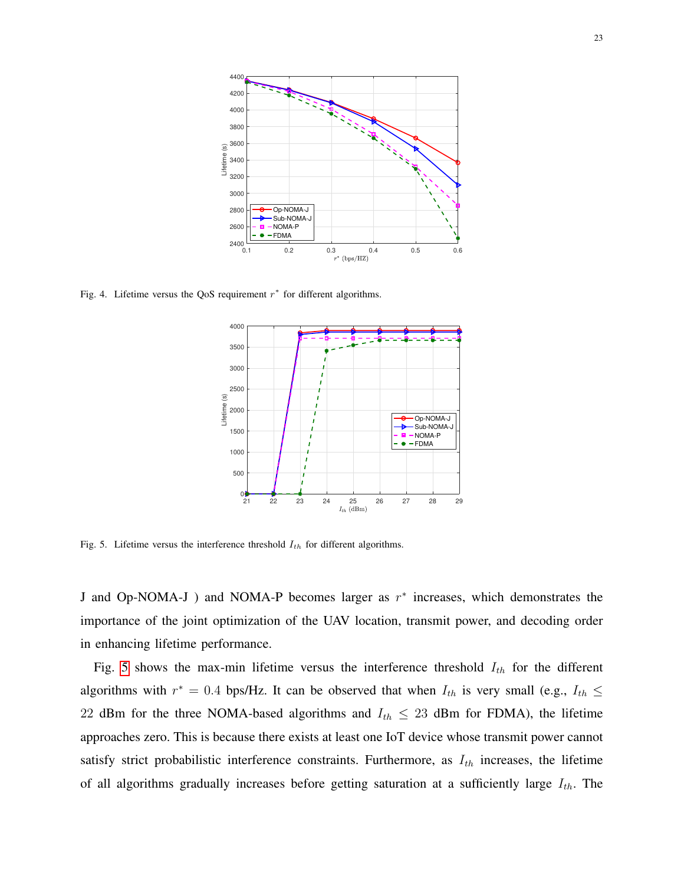Fig. 4. Lifetime versus the QoS requirement $r^*$ for different algorithms.

Fig. 5. Lifetime versus the interference threshold $I_{th}$ for different algorithms.

J and Op-NOMA-J ) and NOMA-P becomes larger as $r^*$ increases, which demonstrates the importance of the joint optimization of the UAV location, transmit power, and decoding order in enhancing lifetime performance.

Fig. 5 shows the max-min lifetime versus the interference threshold $I_{th}$ for the different algorithms with $r^* = 0.4$ bps/Hz. It can be observed that when $I_{th}$ is very small (e.g., $I_{th} \leq 22$ dBm for the three NOMA-based algorithms and $I_{th} \leq 23$ dBm for FDMA), the lifetime approaches zero. This is because there exists at least one IoT device whose transmit power cannot satisfy strict probabilistic interference constraints. Furthermore, as $I_{th}$ increases, the lifetime of all algorithms gradually increases before getting saturation at a sufficiently large $I_{th}$. The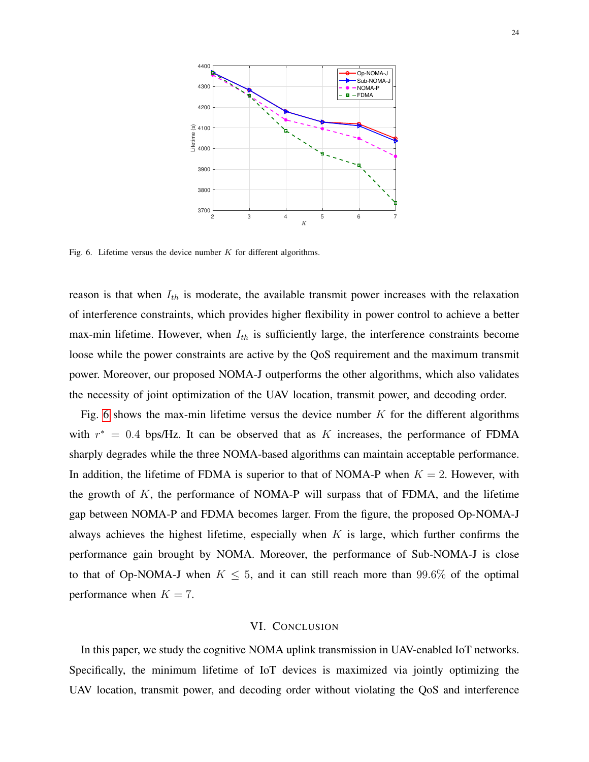Fig. 6. Lifetime versus the device number $K$ for different algorithms.

reason is that when $I_{th}$ is moderate, the available transmit power increases with the relaxation of interference constraints, which provides higher flexibility in power control to achieve a better max-min lifetime. However, when $I_{th}$ is sufficiently large, the interference constraints become loose while the power constraints are active by the QoS requirement and the maximum transmit power. Moreover, our proposed NOMA-J outperforms the other algorithms, which also validates the necessity of joint optimization of the UAV location, transmit power, and decoding order.

Fig. 6 shows the max-min lifetime versus the device number $K$ for the different algorithms with $r^* = 0.4$ bps/Hz. It can be observed that as $K$ increases, the performance of FDMA sharply degrades while the three NOMA-based algorithms can maintain acceptable performance. In addition, the lifetime of FDMA is superior to that of NOMA-P when $K = 2$. However, with the growth of $K$, the performance of NOMA-P will surpass that of FDMA, and the lifetime gap between NOMA-P and FDMA becomes larger. From the figure, the proposed Op-NOMA-J always achieves the highest lifetime, especially when $K$ is large, which further confirms the performance gain brought by NOMA. Moreover, the performance of Sub-NOMA-J is close to that of Op-NOMA-J when $K \leq 5$, and it can still reach more than $99.6\%$ of the optimal performance when $K = 7$.

## VI. CONCLUSION

In this paper, we study the cognitive NOMA uplink transmission in UAV-enabled IoT networks. Specifically, the minimum lifetime of IoT devices is maximized via jointly optimizing the UAV location, transmit power, and decoding order without violating the QoS and interference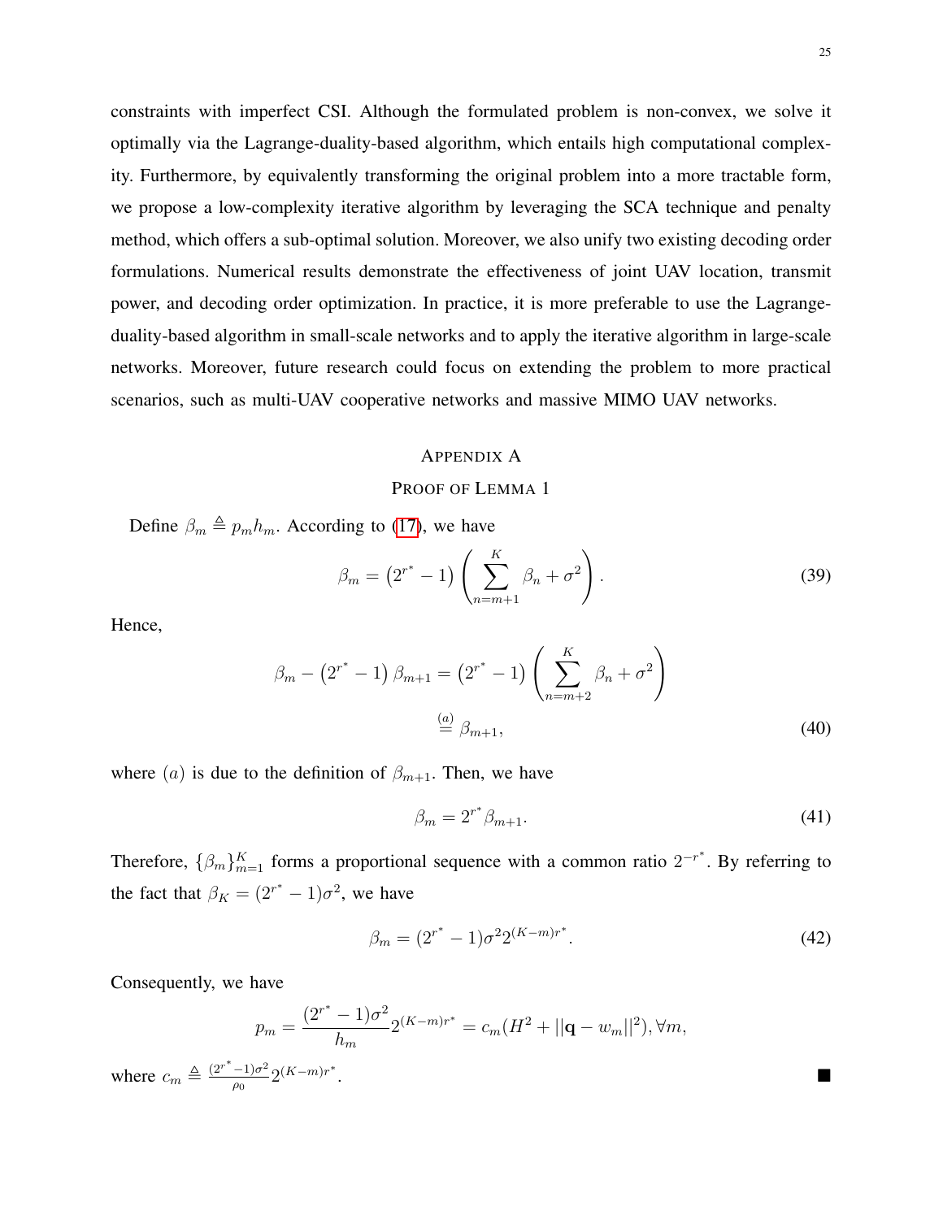constraints with imperfect CSI. Although the formulated problem is non-convex, we solve it optimally via the Lagrange-duality-based algorithm, which entails high computational complexity. Furthermore, by equivalently transforming the original problem into a more tractable form, we propose a low-complexity iterative algorithm by leveraging the SCA technique and penalty method, which offers a sub-optimal solution. Moreover, we also unify two existing decoding order formulations. Numerical results demonstrate the effectiveness of joint UAV location, transmit power, and decoding order optimization. In practice, it is more preferable to use the Lagrange-duality-based algorithm in small-scale networks and to apply the iterative algorithm in large-scale networks. Moreover, future research could focus on extending the problem to more practical scenarios, such as multi-UAV cooperative networks and massive MIMO UAV networks.

# Appendix A
## Proof of Lemma 1

Define $\beta_m \triangleq p_m h_m$. According to (17), we have

$$\beta_m = \left(2^{r^*} - 1\right) \left( \sum_{n=m+1}^{K} \beta_n + \sigma^2 \right). \tag{39}$$

Hence,

$$\begin{aligned} \beta_m - \left(2^{r^*} - 1\right) \beta_{m+1} &= \left(2^{r^*} - 1\right) \left( \sum_{n=m+2}^{K} \beta_n + \sigma^2 \right) \\ &\overset{(a)}{=} \beta_{m+1}, \end{aligned} \tag{40}$$

where $(a)$ is due to the definition of $\beta_{m+1}$. Then, we have

$$\beta_m = 2^{r^*} \beta_{m+1}. \tag{41}$$

Therefore, $\{\beta_m\}_{m=1}^{K}$ forms a proportional sequence with a common ratio $2^{-r^*}$. By referring to the fact that $\beta_K = (2^{r^*} - 1)\sigma^2$, we have

$$\beta_m = (2^{r^*} - 1)\sigma^2 2^{(K-m)r^*}. \tag{42}$$

Consequently, we have

$$p_m = \frac{(2^{r^*} - 1)\sigma^2}{h_m} 2^{(K-m)r^*} = c_m (H^2 + ||\mathbf{q} - w_m||^2), \forall m,$$

where $c_m \triangleq \frac{(2^{r^*}-1)\sigma^2}{\rho_0} 2^{(K-m)r^*}$. ∎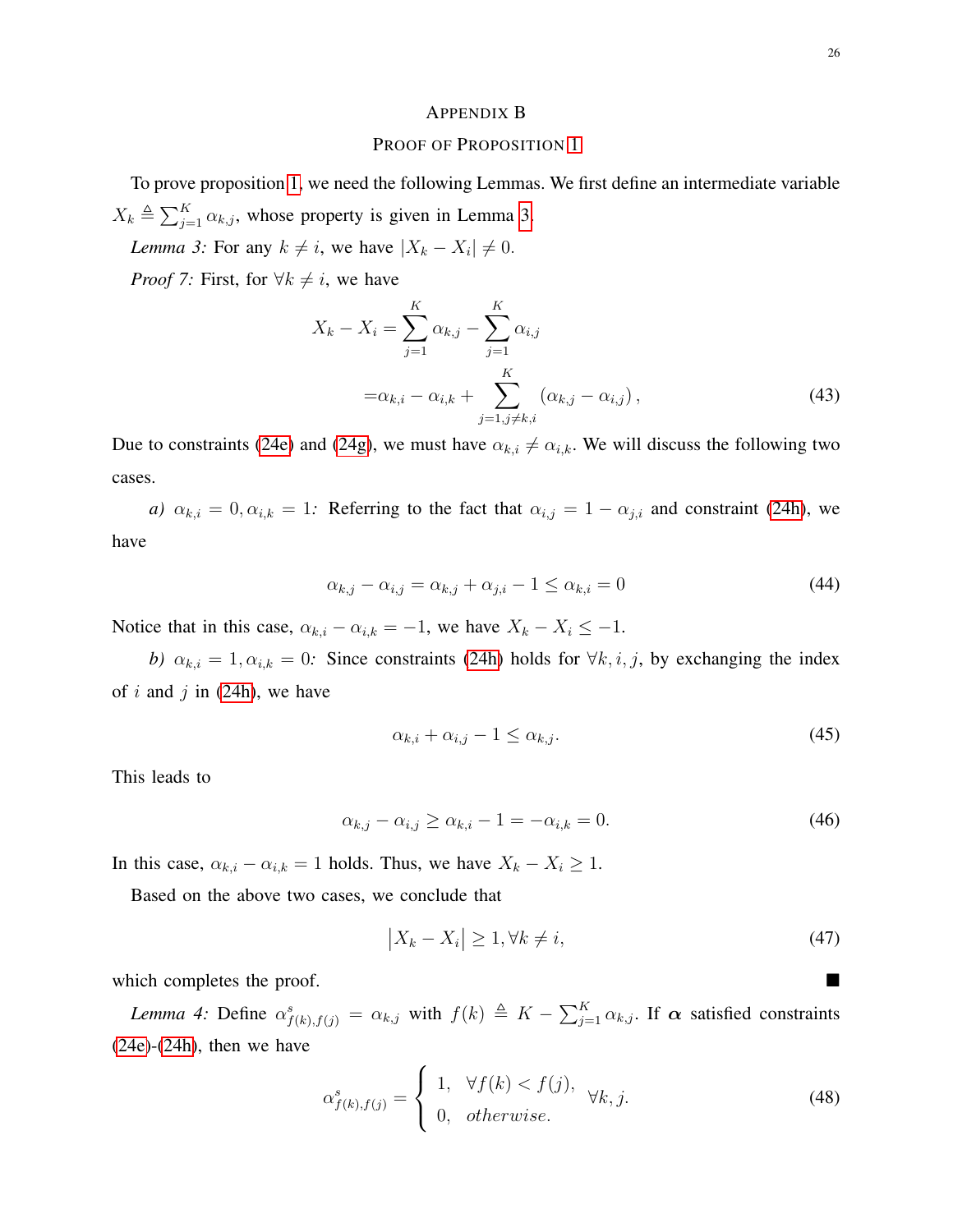## APPENDIX B
## PROOF OF PROPOSITION 1

To prove proposition 1, we need the following Lemmas. We first define an intermediate variable $X_k \triangleq \sum_{j=1}^{K} \alpha_{k,j}$, whose property is given in Lemma 3.

*Lemma 3:* For any $k \neq i$, we have $|X_k - X_i| \neq 0$.

*Proof 7:* First, for $\forall k \neq i$, we have

$$
\begin{aligned}
X_k - X_i &= \sum_{j=1}^{K} \alpha_{k,j} - \sum_{j=1}^{K} \alpha_{i,j} \\
&= \alpha_{k,i} - \alpha_{i,k} + \sum_{j=1, j \neq k,i}^{K} \left(\alpha_{k,j} - \alpha_{i,j}\right),
\end{aligned} \tag{43}
$$

Due to constraints (24e) and (24g), we must have $\alpha_{k,i} \neq \alpha_{i,k}$. We will discuss the following two cases.

*a)* $\alpha_{k,i} = 0, \alpha_{i,k} = 1$*:* Referring to the fact that $\alpha_{i,j} = 1 - \alpha_{j,i}$ and constraint (24h), we have

$$
\alpha_{k,j} - \alpha_{i,j} = \alpha_{k,j} + \alpha_{j,i} - 1 \leq \alpha_{k,i} = 0 \tag{44}
$$

Notice that in this case, $\alpha_{k,i} - \alpha_{i,k} = -1$, we have $X_k - X_i \leq -1$.

*b)* $\alpha_{k,i} = 1, \alpha_{i,k} = 0$*:* Since constraints (24h) holds for $\forall k, i, j$, by exchanging the index of $i$ and $j$ in (24h), we have

$$
\alpha_{k,i} + \alpha_{i,j} - 1 \leq \alpha_{k,j}. \tag{45}
$$

This leads to

$$
\alpha_{k,j} - \alpha_{i,j} \geq \alpha_{k,i} - 1 = -\alpha_{i,k} = 0. \tag{46}
$$

In this case, $\alpha_{k,i} - \alpha_{i,k} = 1$ holds. Thus, we have $X_k - X_i \geq 1$.

Based on the above two cases, we conclude that

$$
\left|X_k - X_i\right| \geq 1, \forall k \neq i, \tag{47}
$$

which completes the proof. ■

*Lemma 4:* Define $\alpha^s_{f(k),f(j)} = \alpha_{k,j}$ with $f(k) \triangleq K - \sum_{j=1}^{K} \alpha_{k,j}$. If $\boldsymbol{\alpha}$ satisfied constraints (24e)-(24h), then we have

$$
\alpha^s_{f(k),f(j)} = \begin{cases} 1, & \forall f(k) < f(j), \\ 0, & otherwise. \end{cases} \quad \forall k, j. \tag{48}
$$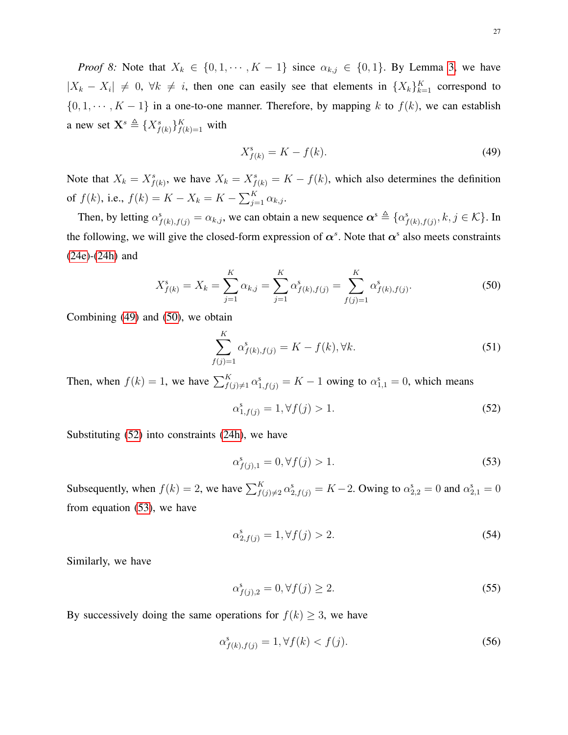*Proof 8:* Note that $X_k \in \{0, 1, \cdots, K-1\}$ since $\alpha_{k,j} \in \{0, 1\}$. By Lemma 3, we have $|X_k - X_i| \neq 0$, $\forall k \neq i$, then one can easily see that elements in $\{X_k\}_{k=1}^K$ correspond to $\{0, 1, \cdots, K-1\}$ in a one-to-one manner. Therefore, by mapping $k$ to $f(k)$, we can establish a new set $\mathbf{X}^s \triangleq \{X^s_{f(k)}\}_{f(k)=1}^K$ with

$$X^{\mathrm{s}}_{f(k)} = K - f(k). \tag{49}$$

Note that $X_k = X^s_{f(k)}$, we have $X_k = X^s_{f(k)} = K - f(k)$, which also determines the definition of $f(k)$, i.e., $f(k) = K - X_k = K - \sum_{j=1}^K \alpha_{k,j}$.

Then, by letting $\alpha^{\mathrm{s}}_{f(k),f(j)} = \alpha_{k,j}$, we can obtain a new sequence $\boldsymbol{\alpha}^{\mathrm{s}} \triangleq \{\alpha^{\mathrm{s}}_{f(k),f(j)}, k, j \in \mathcal{K}\}$. In the following, we will give the closed-form expression of $\boldsymbol{\alpha}^{\mathrm{s}}$. Note that $\boldsymbol{\alpha}^{\mathrm{s}}$ also meets constraints (24e)-(24h) and

$$X^{\mathrm{s}}_{f(k)} = X_k = \sum_{j=1}^K \alpha_{k,j} = \sum_{j=1}^K \alpha^{\mathrm{s}}_{f(k),f(j)} = \sum_{f(j)=1}^K \alpha^{\mathrm{s}}_{f(k),f(j)}. \tag{50}$$

Combining (49) and (50), we obtain

$$\sum_{f(j)=1}^K \alpha^{\mathrm{s}}_{f(k),f(j)} = K - f(k), \forall k. \tag{51}$$

Then, when $f(k) = 1$, we have $\sum_{f(j)\neq 1}^K \alpha^{\mathrm{s}}_{1,f(j)} = K - 1$ owing to $\alpha^{\mathrm{s}}_{1,1} = 0$, which means

$$\alpha^{\mathrm{s}}_{1,f(j)} = 1, \forall f(j) > 1. \tag{52}$$

Substituting (52) into constraints (24h), we have

$$\alpha^{\mathrm{s}}_{f(j),1} = 0, \forall f(j) > 1. \tag{53}$$

Subsequently, when $f(k) = 2$, we have $\sum_{f(j)\neq 2}^K \alpha^{\mathrm{s}}_{2,f(j)} = K-2$. Owing to $\alpha^{\mathrm{s}}_{2,2} = 0$ and $\alpha^{\mathrm{s}}_{2,1} = 0$ from equation (53), we have

$$\alpha^{\mathrm{s}}_{2,f(j)} = 1, \forall f(j) > 2. \tag{54}$$

Similarly, we have

$$\alpha^{\mathrm{s}}_{f(j),2} = 0, \forall f(j) \geq 2. \tag{55}$$

By successively doing the same operations for $f(k) \geq 3$, we have

$$\alpha^{\mathrm{s}}_{f(k),f(j)} = 1, \forall f(k) < f(j). \tag{56}$$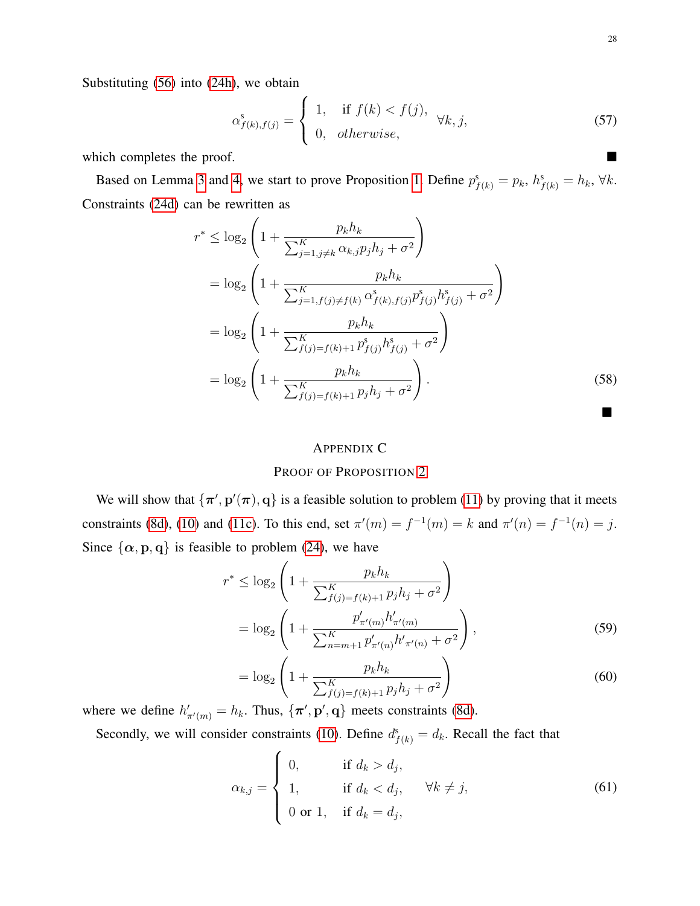Substituting (56) into (24h), we obtain

$$
\alpha^{\mathrm{s}}_{f(k),f(j)} = \begin{cases} 1, & \text{if } f(k) < f(j), \\ 0, & otherwise, \end{cases} \quad \forall k, j, \tag{57}
$$

which completes the proof. ■

Based on Lemma 3 and 4, we start to prove Proposition 1. Define $p^{\mathrm{s}}_{f(k)} = p_k$, $h^{\mathrm{s}}_{f(k)} = h_k$, $\forall k$. Constraints (24d) can be rewritten as

$$
\begin{aligned}
r^* &\leq \log_2\left(1 + \frac{p_k h_k}{\sum_{j=1, j\neq k}^{K} \alpha_{k,j} p_j h_j + \sigma^2}\right) \\
&= \log_2\left(1 + \frac{p_k h_k}{\sum_{j=1, f(j)\neq f(k)}^{K} \alpha^{\mathrm{s}}_{f(k),f(j)} p^{\mathrm{s}}_{f(j)} h^{\mathrm{s}}_{f(j)} + \sigma^2}\right) \\
&= \log_2\left(1 + \frac{p_k h_k}{\sum_{f(j)=f(k)+1}^{K} p^{\mathrm{s}}_{f(j)} h^{\mathrm{s}}_{f(j)} + \sigma^2}\right) \\
&= \log_2\left(1 + \frac{p_k h_k}{\sum_{f(j)=f(k)+1}^{K} p_j h_j + \sigma^2}\right).
\end{aligned} \tag{58}
$$

■

## Appendix C
## Proof of Proposition 2

We will show that $\{\boldsymbol{\pi}', \mathbf{p}'(\boldsymbol{\pi}), \mathbf{q}\}$ is a feasible solution to problem (11) by proving that it meets constraints (8d), (10) and (11c). To this end, set $\pi'(m) = f^{-1}(m) = k$ and $\pi'(n) = f^{-1}(n) = j$. Since $\{\boldsymbol{\alpha}, \mathbf{p}, \mathbf{q}\}$ is feasible to problem (24), we have

$$
\begin{aligned}
r^* &\leq \log_2\left(1 + \frac{p_k h_k}{\sum_{f(j)=f(k)+1}^{K} p_j h_j + \sigma^2}\right) \\
&= \log_2\left(1 + \frac{p'_{\pi'(m)} h'_{\pi'(m)}}{\sum_{n=m+1}^{K} p'_{\pi'(n)} h'_{\pi'(n)} + \sigma^2}\right), \qquad (59) \\
&= \log_2\left(1 + \frac{p_k h_k}{\sum_{f(j)=f(k)+1}^{K} p_j h_j + \sigma^2}\right) \qquad (60)
\end{aligned}
$$

where we define $h'_{\pi'(m)} = h_k$. Thus, $\{\boldsymbol{\pi}', \mathbf{p}', \mathbf{q}\}$ meets constraints (8d).

Secondly, we will consider constraints (10). Define $d^{\mathrm{s}}_{f(k)} = d_k$. Recall the fact that

$$
\alpha_{k,j} = \begin{cases} 0, & \text{if } d_k > d_j, \\ 1, & \text{if } d_k < d_j, \\ 0 \text{ or } 1, & \text{if } d_k = d_j, \end{cases} \quad \forall k \neq j, \tag{61}
$$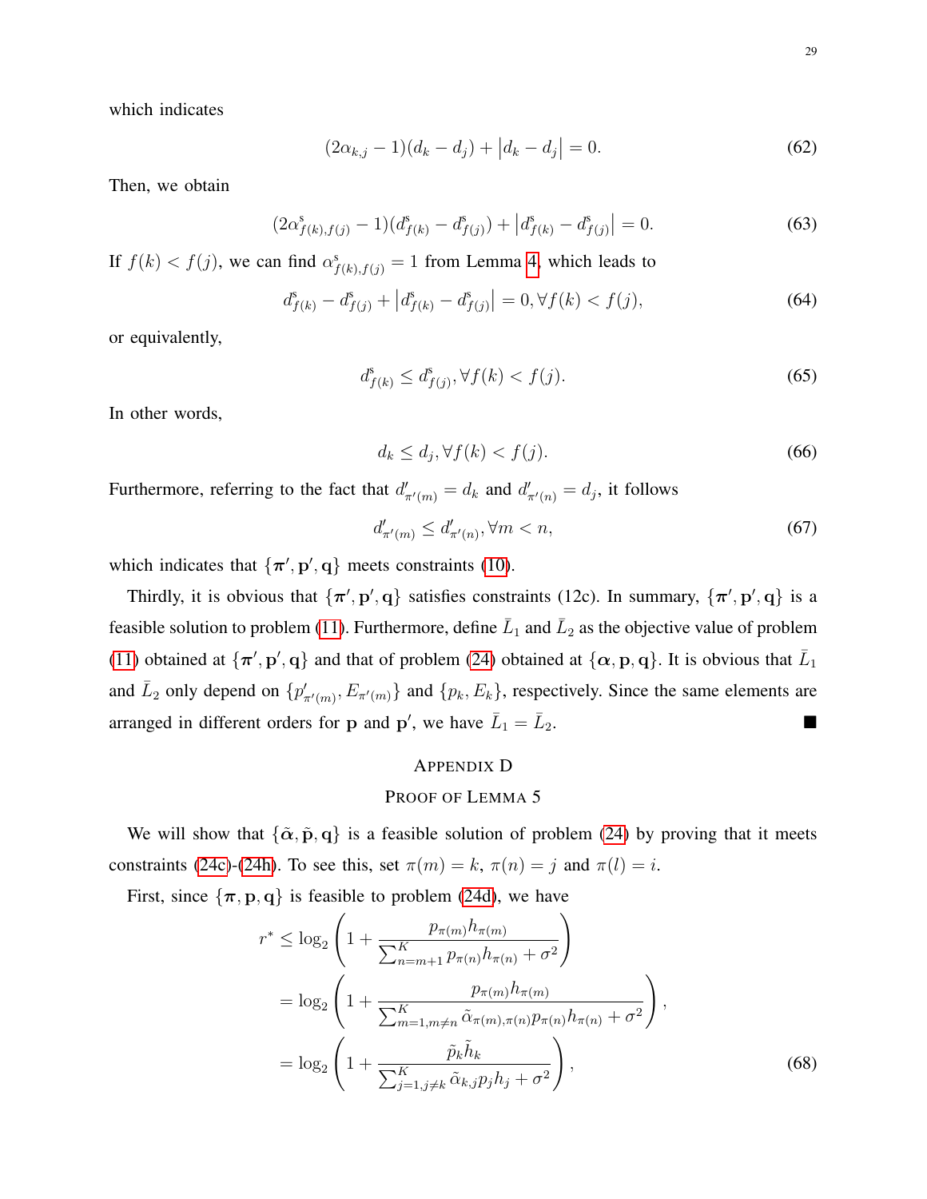which indicates

$$(2\alpha_{k,j} - 1)(d_k - d_j) + \left|d_k - d_j\right| = 0. \tag{62}$$

Then, we obtain

$$(2\alpha^{\mathrm{s}}_{f(k),f(j)} - 1)(d^{\mathrm{s}}_{f(k)} - d^{\mathrm{s}}_{f(j)}) + \left|d^{\mathrm{s}}_{f(k)} - d^{\mathrm{s}}_{f(j)}\right| = 0. \tag{63}$$

If $f(k) < f(j)$, we can find $\alpha^{\mathrm{s}}_{f(k),f(j)} = 1$ from Lemma 4, which leads to

$$d^{\mathrm{s}}_{f(k)} - d^{\mathrm{s}}_{f(j)} + \left|d^{\mathrm{s}}_{f(k)} - d^{\mathrm{s}}_{f(j)}\right| = 0, \forall f(k) < f(j), \tag{64}$$

or equivalently,

$$d^{\mathrm{s}}_{f(k)} \leq d^{\mathrm{s}}_{f(j)}, \forall f(k) < f(j). \tag{65}$$

In other words,

$$d_k \leq d_j, \forall f(k) < f(j). \tag{66}$$

Furthermore, referring to the fact that $d'_{\pi'(m)} = d_k$ and $d'_{\pi'(n)} = d_j$, it follows

$$d'_{\pi'(m)} \leq d'_{\pi'(n)}, \forall m < n, \tag{67}$$

which indicates that $\{\boldsymbol{\pi}', \mathbf{p}', \mathbf{q}\}$ meets constraints (10).

Thirdly, it is obvious that $\{\boldsymbol{\pi}', \mathbf{p}', \mathbf{q}\}$ satisfies constraints (12c). In summary, $\{\boldsymbol{\pi}', \mathbf{p}', \mathbf{q}\}$ is a feasible solution to problem (11). Furthermore, define $\bar{L}_1$ and $\bar{L}_2$ as the objective value of problem (11) obtained at $\{\boldsymbol{\pi}', \mathbf{p}', \mathbf{q}\}$ and that of problem (24) obtained at $\{\boldsymbol{\alpha}, \mathbf{p}, \mathbf{q}\}$. It is obvious that $\bar{L}_1$ and $\bar{L}_2$ only depend on $\{p'_{\pi'(m)}, E_{\pi'(m)}\}$ and $\{p_k, E_k\}$, respectively. Since the same elements are arranged in different orders for $\mathbf{p}$ and $\mathbf{p}'$, we have $\bar{L}_1 = \bar{L}_2$. ■

## Appendix D
## Proof of Lemma 5

We will show that $\{\tilde{\boldsymbol{\alpha}}, \tilde{\mathbf{p}}, \mathbf{q}\}$ is a feasible solution of problem (24) by proving that it meets constraints (24c)-(24h). To see this, set $\pi(m) = k$, $\pi(n) = j$ and $\pi(l) = i$.

First, since $\{\boldsymbol{\pi}, \mathbf{p}, \mathbf{q}\}$ is feasible to problem (24d), we have

$$\begin{aligned}
r^* &\leq \log_2\left(1 + \frac{p_{\pi(m)} h_{\pi(m)}}{\sum_{n=m+1}^{K} p_{\pi(n)} h_{\pi(n)} + \sigma^2}\right) \\
&= \log_2\left(1 + \frac{p_{\pi(m)} h_{\pi(m)}}{\sum_{m=1, m\neq n}^{K} \tilde{\alpha}_{\pi(m),\pi(n)} p_{\pi(n)} h_{\pi(n)} + \sigma^2}\right), \\
&= \log_2\left(1 + \frac{\tilde{p}_k \tilde{h}_k}{\sum_{j=1, j\neq k}^{K} \tilde{\alpha}_{k,j} p_j h_j + \sigma^2}\right),
\end{aligned} \tag{68}$$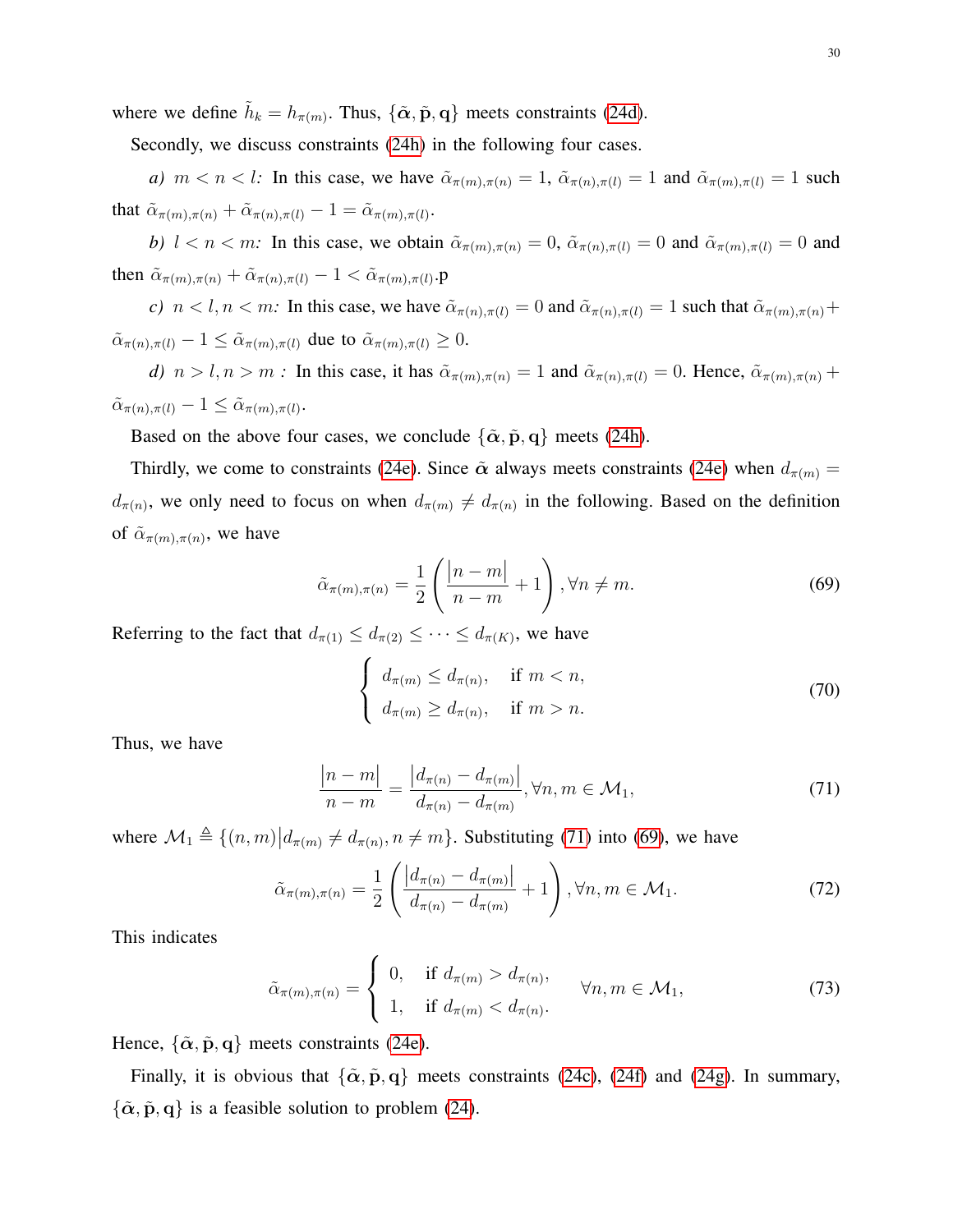where we define $\tilde{h}_k = h_{\pi(m)}$. Thus, $\{\tilde{\boldsymbol{\alpha}}, \tilde{\mathbf{p}}, \mathbf{q}\}$ meets constraints (24d).

Secondly, we discuss constraints (24h) in the following four cases.

*a) $m < n < l$:* In this case, we have $\tilde{\alpha}_{\pi(m),\pi(n)} = 1$, $\tilde{\alpha}_{\pi(n),\pi(l)} = 1$ and $\tilde{\alpha}_{\pi(m),\pi(l)} = 1$ such that $\tilde{\alpha}_{\pi(m),\pi(n)} + \tilde{\alpha}_{\pi(n),\pi(l)} - 1 = \tilde{\alpha}_{\pi(m),\pi(l)}$.

*b) $l < n < m$:* In this case, we obtain $\tilde{\alpha}_{\pi(m),\pi(n)} = 0$, $\tilde{\alpha}_{\pi(n),\pi(l)} = 0$ and $\tilde{\alpha}_{\pi(m),\pi(l)} = 0$ and then $\tilde{\alpha}_{\pi(m),\pi(n)} + \tilde{\alpha}_{\pi(n),\pi(l)} - 1 < \tilde{\alpha}_{\pi(m),\pi(l)}$.p

*c) $n < l, n < m$:* In this case, we have $\tilde{\alpha}_{\pi(n),\pi(l)} = 0$ and $\tilde{\alpha}_{\pi(n),\pi(l)} = 1$ such that $\tilde{\alpha}_{\pi(m),\pi(n)} + \tilde{\alpha}_{\pi(n),\pi(l)} - 1 \leq \tilde{\alpha}_{\pi(m),\pi(l)}$ due to $\tilde{\alpha}_{\pi(m),\pi(l)} \geq 0$.

*d) $n > l, n > m$ :* In this case, it has $\tilde{\alpha}_{\pi(m),\pi(n)} = 1$ and $\tilde{\alpha}_{\pi(n),\pi(l)} = 0$. Hence, $\tilde{\alpha}_{\pi(m),\pi(n)} + \tilde{\alpha}_{\pi(n),\pi(l)} - 1 \leq \tilde{\alpha}_{\pi(m),\pi(l)}$.

Based on the above four cases, we conclude $\{\tilde{\boldsymbol{\alpha}}, \tilde{\mathbf{p}}, \mathbf{q}\}$ meets (24h).

Thirdly, we come to constraints (24e). Since $\tilde{\boldsymbol{\alpha}}$ always meets constraints (24e) when $d_{\pi(m)} = d_{\pi(n)}$, we only need to focus on when $d_{\pi(m)} \neq d_{\pi(n)}$ in the following. Based on the definition of $\tilde{\alpha}_{\pi(m),\pi(n)}$, we have

$$\tilde{\alpha}_{\pi(m),\pi(n)} = \frac{1}{2}\left(\frac{|n-m|}{n-m} + 1\right), \forall n \neq m. \tag{69}$$

Referring to the fact that $d_{\pi(1)} \leq d_{\pi(2)} \leq \cdots \leq d_{\pi(K)}$, we have

$$\begin{cases} d_{\pi(m)} \leq d_{\pi(n)}, & \text{if } m < n, \\ d_{\pi(m)} \geq d_{\pi(n)}, & \text{if } m > n. \end{cases} \tag{70}$$

Thus, we have

$$\frac{|n-m|}{n-m} = \frac{|d_{\pi(n)} - d_{\pi(m)}|}{d_{\pi(n)} - d_{\pi(m)}}, \forall n, m \in \mathcal{M}_1, \tag{71}$$

where $\mathcal{M}_1 \triangleq \{(n,m) | d_{\pi(m)} \neq d_{\pi(n)}, n \neq m\}$. Substituting (71) into (69), we have

$$\tilde{\alpha}_{\pi(m),\pi(n)} = \frac{1}{2}\left(\frac{|d_{\pi(n)} - d_{\pi(m)}|}{d_{\pi(n)} - d_{\pi(m)}} + 1\right), \forall n, m \in \mathcal{M}_1. \tag{72}$$

This indicates

$$\tilde{\alpha}_{\pi(m),\pi(n)} = \begin{cases} 0, & \text{if } d_{\pi(m)} > d_{\pi(n)}, \\ 1, & \text{if } d_{\pi(m)} < d_{\pi(n)}. \end{cases} \quad \forall n, m \in \mathcal{M}_1, \tag{73}$$

Hence, $\{\tilde{\boldsymbol{\alpha}}, \tilde{\mathbf{p}}, \mathbf{q}\}$ meets constraints (24e).

Finally, it is obvious that $\{\tilde{\boldsymbol{\alpha}}, \tilde{\mathbf{p}}, \mathbf{q}\}$ meets constraints (24c), (24f) and (24g). In summary, $\{\tilde{\boldsymbol{\alpha}}, \tilde{\mathbf{p}}, \mathbf{q}\}$ is a feasible solution to problem (24).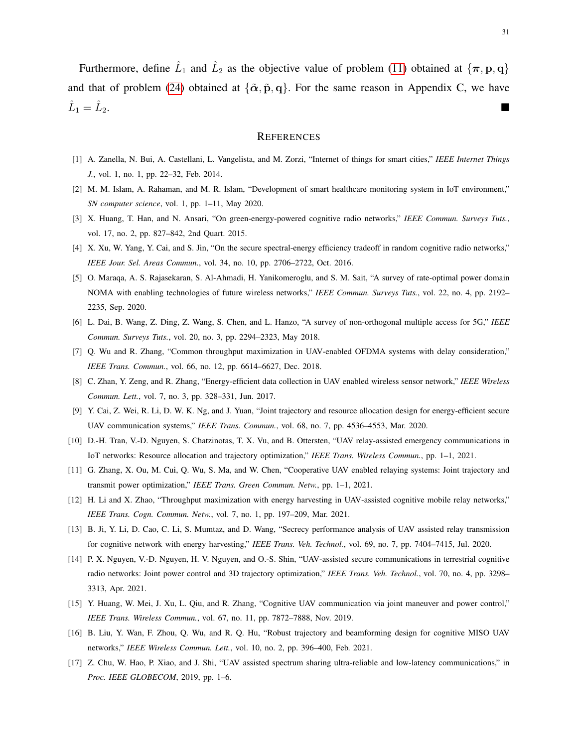Furthermore, define $\hat{L}_1$ and $\hat{L}_2$ as the objective value of problem (11) obtained at $\{\boldsymbol{\pi}, \mathbf{p}, \mathbf{q}\}$ and that of problem (24) obtained at $\{\tilde{\boldsymbol{\alpha}}, \tilde{\mathbf{p}}, \mathbf{q}\}$. For the same reason in Appendix C, we have $\hat{L}_1 = \hat{L}_2$. ■

## References

[1] A. Zanella, N. Bui, A. Castellani, L. Vangelista, and M. Zorzi, "Internet of things for smart cities," *IEEE Internet Things J.*, vol. 1, no. 1, pp. 22–32, Feb. 2014.

[2] M. M. Islam, A. Rahaman, and M. R. Islam, "Development of smart healthcare monitoring system in IoT environment," *SN computer science*, vol. 1, pp. 1–11, May 2020.

[3] X. Huang, T. Han, and N. Ansari, "On green-energy-powered cognitive radio networks," *IEEE Commun. Surveys Tuts.*, vol. 17, no. 2, pp. 827–842, 2nd Quart. 2015.

[4] X. Xu, W. Yang, Y. Cai, and S. Jin, "On the secure spectral-energy efficiency tradeoff in random cognitive radio networks," *IEEE Jour. Sel. Areas Commun.*, vol. 34, no. 10, pp. 2706–2722, Oct. 2016.

[5] O. Maraqa, A. S. Rajasekaran, S. Al-Ahmadi, H. Yanikomeroglu, and S. M. Sait, "A survey of rate-optimal power domain NOMA with enabling technologies of future wireless networks," *IEEE Commun. Surveys Tuts.*, vol. 22, no. 4, pp. 2192–2235, Sep. 2020.

[6] L. Dai, B. Wang, Z. Ding, Z. Wang, S. Chen, and L. Hanzo, "A survey of non-orthogonal multiple access for 5G," *IEEE Commun. Surveys Tuts.*, vol. 20, no. 3, pp. 2294–2323, May 2018.

[7] Q. Wu and R. Zhang, "Common throughput maximization in UAV-enabled OFDMA systems with delay consideration," *IEEE Trans. Commun.*, vol. 66, no. 12, pp. 6614–6627, Dec. 2018.

[8] C. Zhan, Y. Zeng, and R. Zhang, "Energy-efficient data collection in UAV enabled wireless sensor network," *IEEE Wireless Commun. Lett.*, vol. 7, no. 3, pp. 328–331, Jun. 2017.

[9] Y. Cai, Z. Wei, R. Li, D. W. K. Ng, and J. Yuan, "Joint trajectory and resource allocation design for energy-efficient secure UAV communication systems," *IEEE Trans. Commun.*, vol. 68, no. 7, pp. 4536–4553, Mar. 2020.

[10] D.-H. Tran, V.-D. Nguyen, S. Chatzinotas, T. X. Vu, and B. Ottersten, "UAV relay-assisted emergency communications in IoT networks: Resource allocation and trajectory optimization," *IEEE Trans. Wireless Commun.*, pp. 1–1, 2021.

[11] G. Zhang, X. Ou, M. Cui, Q. Wu, S. Ma, and W. Chen, "Cooperative UAV enabled relaying systems: Joint trajectory and transmit power optimization," *IEEE Trans. Green Commun. Netw.*, pp. 1–1, 2021.

[12] H. Li and X. Zhao, "Throughput maximization with energy harvesting in UAV-assisted cognitive mobile relay networks," *IEEE Trans. Cogn. Commun. Netw.*, vol. 7, no. 1, pp. 197–209, Mar. 2021.

[13] B. Ji, Y. Li, D. Cao, C. Li, S. Mumtaz, and D. Wang, "Secrecy performance analysis of UAV assisted relay transmission for cognitive network with energy harvesting," *IEEE Trans. Veh. Technol.*, vol. 69, no. 7, pp. 7404–7415, Jul. 2020.

[14] P. X. Nguyen, V.-D. Nguyen, H. V. Nguyen, and O.-S. Shin, "UAV-assisted secure communications in terrestrial cognitive radio networks: Joint power control and 3D trajectory optimization," *IEEE Trans. Veh. Technol.*, vol. 70, no. 4, pp. 3298–3313, Apr. 2021.

[15] Y. Huang, W. Mei, J. Xu, L. Qiu, and R. Zhang, "Cognitive UAV communication via joint maneuver and power control," *IEEE Trans. Wireless Commun.*, vol. 67, no. 11, pp. 7872–7888, Nov. 2019.

[16] B. Liu, Y. Wan, F. Zhou, Q. Wu, and R. Q. Hu, "Robust trajectory and beamforming design for cognitive MISO UAV networks," *IEEE Wireless Commun. Lett.*, vol. 10, no. 2, pp. 396–400, Feb. 2021.

[17] Z. Chu, W. Hao, P. Xiao, and J. Shi, "UAV assisted spectrum sharing ultra-reliable and low-latency communications," in *Proc. IEEE GLOBECOM*, 2019, pp. 1–6.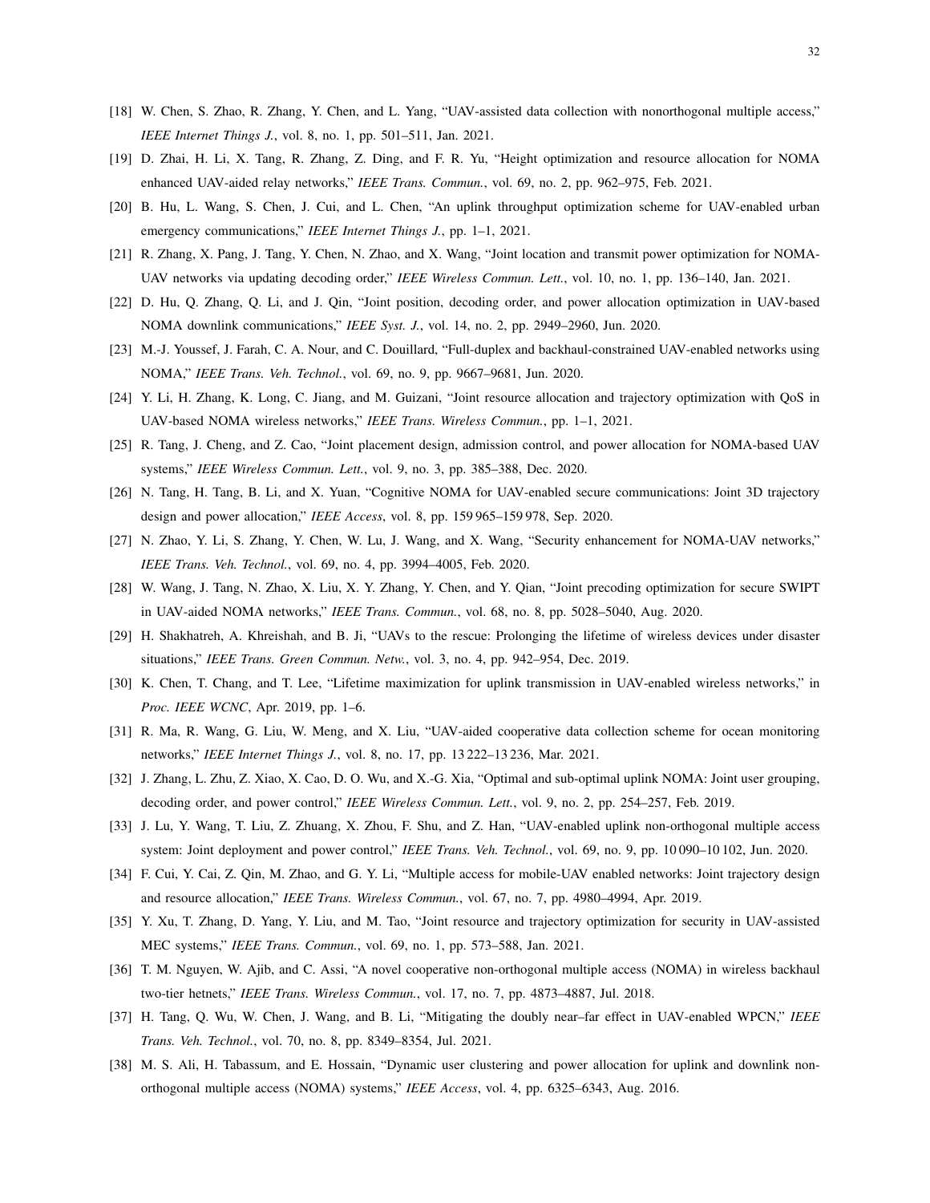[18] W. Chen, S. Zhao, R. Zhang, Y. Chen, and L. Yang, "UAV-assisted data collection with nonorthogonal multiple access," *IEEE Internet Things J.*, vol. 8, no. 1, pp. 501–511, Jan. 2021.

[19] D. Zhai, H. Li, X. Tang, R. Zhang, Z. Ding, and F. R. Yu, "Height optimization and resource allocation for NOMA enhanced UAV-aided relay networks," *IEEE Trans. Commun.*, vol. 69, no. 2, pp. 962–975, Feb. 2021.

[20] B. Hu, L. Wang, S. Chen, J. Cui, and L. Chen, "An uplink throughput optimization scheme for UAV-enabled urban emergency communications," *IEEE Internet Things J.*, pp. 1–1, 2021.

[21] R. Zhang, X. Pang, J. Tang, Y. Chen, N. Zhao, and X. Wang, "Joint location and transmit power optimization for NOMA-UAV networks via updating decoding order," *IEEE Wireless Commun. Lett.*, vol. 10, no. 1, pp. 136–140, Jan. 2021.

[22] D. Hu, Q. Zhang, Q. Li, and J. Qin, "Joint position, decoding order, and power allocation optimization in UAV-based NOMA downlink communications," *IEEE Syst. J.*, vol. 14, no. 2, pp. 2949–2960, Jun. 2020.

[23] M.-J. Youssef, J. Farah, C. A. Nour, and C. Douillard, "Full-duplex and backhaul-constrained UAV-enabled networks using NOMA," *IEEE Trans. Veh. Technol.*, vol. 69, no. 9, pp. 9667–9681, Jun. 2020.

[24] Y. Li, H. Zhang, K. Long, C. Jiang, and M. Guizani, "Joint resource allocation and trajectory optimization with QoS in UAV-based NOMA wireless networks," *IEEE Trans. Wireless Commun.*, pp. 1–1, 2021.

[25] R. Tang, J. Cheng, and Z. Cao, "Joint placement design, admission control, and power allocation for NOMA-based UAV systems," *IEEE Wireless Commun. Lett.*, vol. 9, no. 3, pp. 385–388, Dec. 2020.

[26] N. Tang, H. Tang, B. Li, and X. Yuan, "Cognitive NOMA for UAV-enabled secure communications: Joint 3D trajectory design and power allocation," *IEEE Access*, vol. 8, pp. 159 965–159 978, Sep. 2020.

[27] N. Zhao, Y. Li, S. Zhang, Y. Chen, W. Lu, J. Wang, and X. Wang, "Security enhancement for NOMA-UAV networks," *IEEE Trans. Veh. Technol.*, vol. 69, no. 4, pp. 3994–4005, Feb. 2020.

[28] W. Wang, J. Tang, N. Zhao, X. Liu, X. Y. Zhang, Y. Chen, and Y. Qian, "Joint precoding optimization for secure SWIPT in UAV-aided NOMA networks," *IEEE Trans. Commun.*, vol. 68, no. 8, pp. 5028–5040, Aug. 2020.

[29] H. Shakhatreh, A. Khreishah, and B. Ji, "UAVs to the rescue: Prolonging the lifetime of wireless devices under disaster situations," *IEEE Trans. Green Commun. Netw.*, vol. 3, no. 4, pp. 942–954, Dec. 2019.

[30] K. Chen, T. Chang, and T. Lee, "Lifetime maximization for uplink transmission in UAV-enabled wireless networks," in *Proc. IEEE WCNC*, Apr. 2019, pp. 1–6.

[31] R. Ma, R. Wang, G. Liu, W. Meng, and X. Liu, "UAV-aided cooperative data collection scheme for ocean monitoring networks," *IEEE Internet Things J.*, vol. 8, no. 17, pp. 13 222–13 236, Mar. 2021.

[32] J. Zhang, L. Zhu, Z. Xiao, X. Cao, D. O. Wu, and X.-G. Xia, "Optimal and sub-optimal uplink NOMA: Joint user grouping, decoding order, and power control," *IEEE Wireless Commun. Lett.*, vol. 9, no. 2, pp. 254–257, Feb. 2019.

[33] J. Lu, Y. Wang, T. Liu, Z. Zhuang, X. Zhou, F. Shu, and Z. Han, "UAV-enabled uplink non-orthogonal multiple access system: Joint deployment and power control," *IEEE Trans. Veh. Technol.*, vol. 69, no. 9, pp. 10 090–10 102, Jun. 2020.

[34] F. Cui, Y. Cai, Z. Qin, M. Zhao, and G. Y. Li, "Multiple access for mobile-UAV enabled networks: Joint trajectory design and resource allocation," *IEEE Trans. Wireless Commun.*, vol. 67, no. 7, pp. 4980–4994, Apr. 2019.

[35] Y. Xu, T. Zhang, D. Yang, Y. Liu, and M. Tao, "Joint resource and trajectory optimization for security in UAV-assisted MEC systems," *IEEE Trans. Commun.*, vol. 69, no. 1, pp. 573–588, Jan. 2021.

[36] T. M. Nguyen, W. Ajib, and C. Assi, "A novel cooperative non-orthogonal multiple access (NOMA) in wireless backhaul two-tier hetnets," *IEEE Trans. Wireless Commun.*, vol. 17, no. 7, pp. 4873–4887, Jul. 2018.

[37] H. Tang, Q. Wu, W. Chen, J. Wang, and B. Li, "Mitigating the doubly near–far effect in UAV-enabled WPCN," *IEEE Trans. Veh. Technol.*, vol. 70, no. 8, pp. 8349–8354, Jul. 2021.

[38] M. S. Ali, H. Tabassum, and E. Hossain, "Dynamic user clustering and power allocation for uplink and downlink non-orthogonal multiple access (NOMA) systems," *IEEE Access*, vol. 4, pp. 6325–6343, Aug. 2016.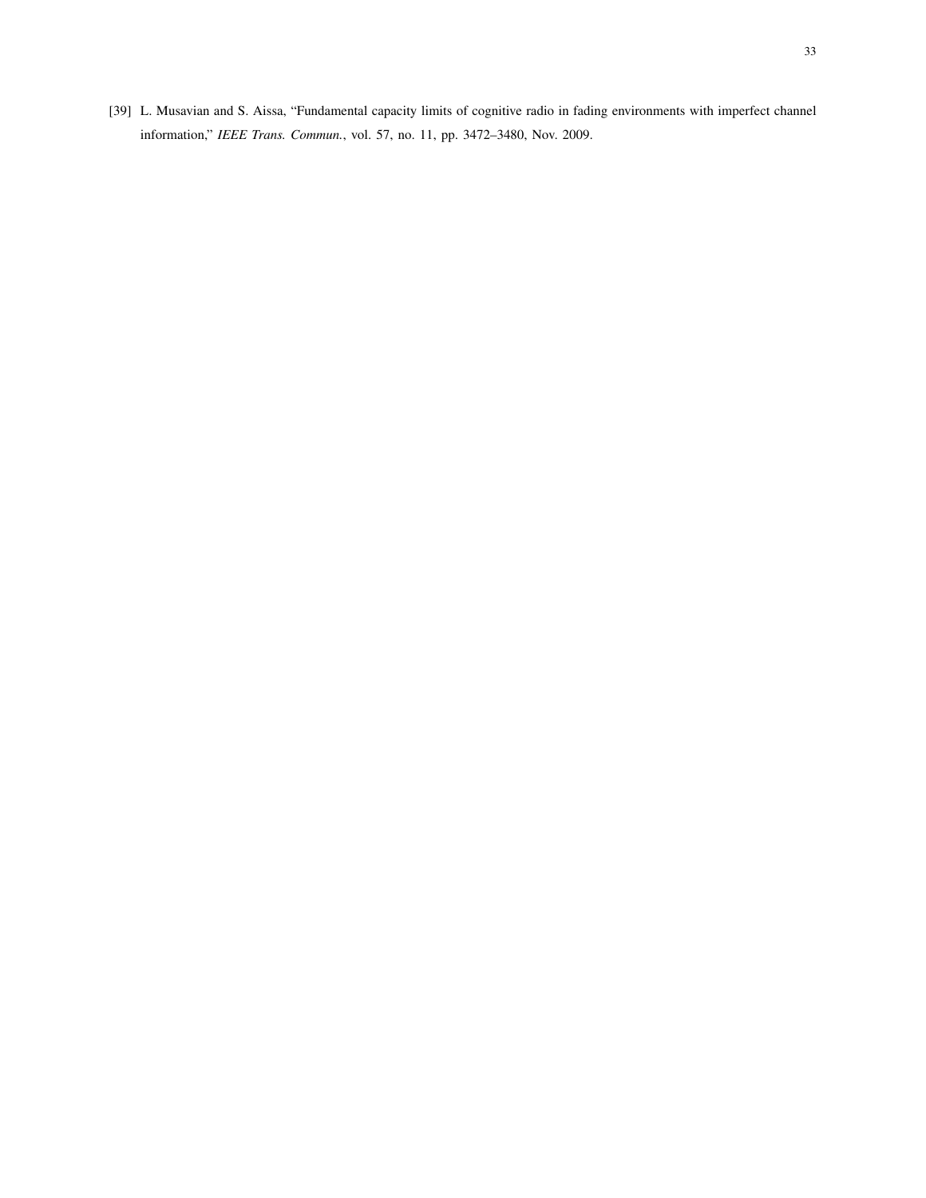[39] L. Musavian and S. Aissa, "Fundamental capacity limits of cognitive radio in fading environments with imperfect channel information," *IEEE Trans. Commun.*, vol. 57, no. 11, pp. 3472–3480, Nov. 2009.